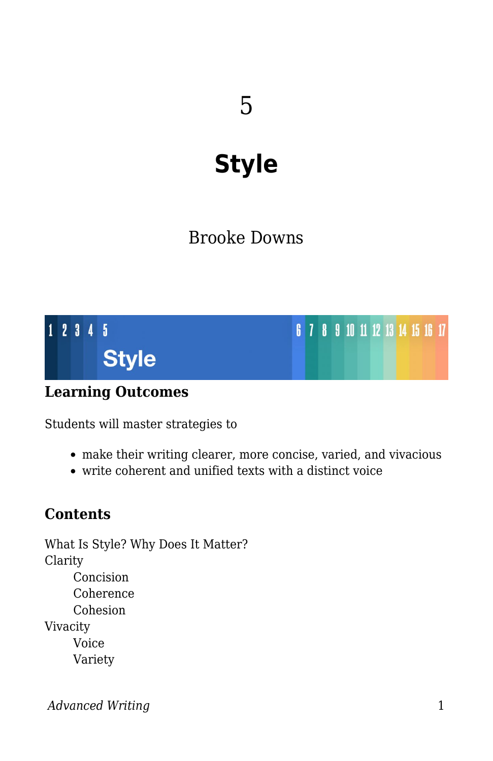5

# Style

Brooke Downs

## Learning Outcomes

Students will master strategies to

- make their writing clearer, more concise, varied, and vivacious
- write coherent and unified texts with a distinct voice

## Contents

What Is Style? Why Does It Matter?
Clarity
- Concision
- Coherence
- Cohesion

Vivacity
- Voice
- Variety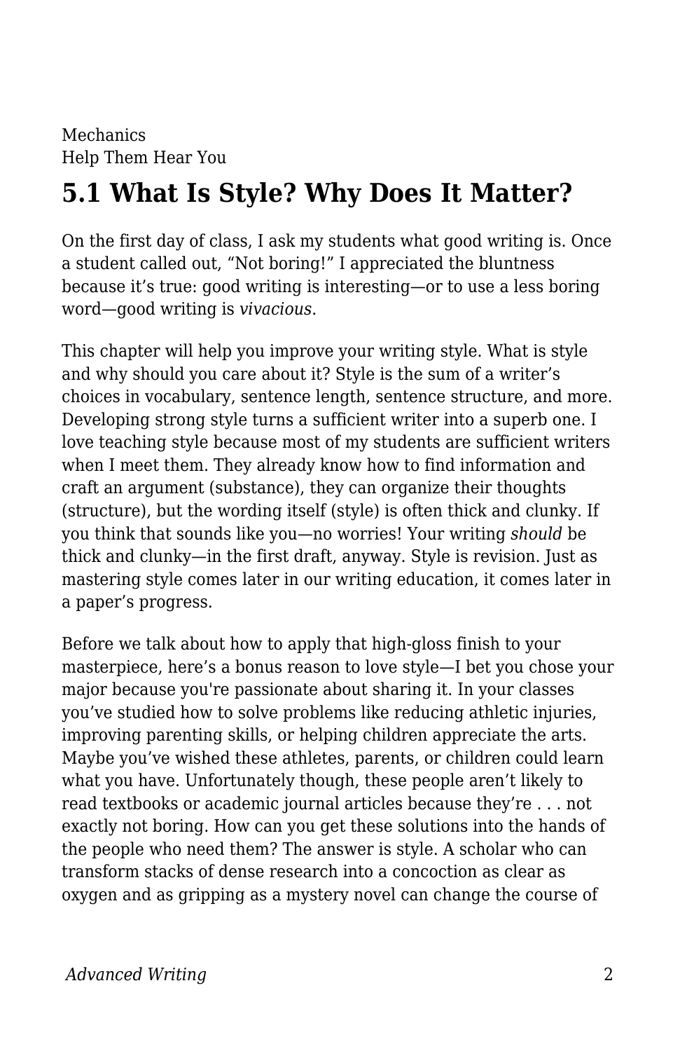Mechanics
Help Them Hear You

## 5.1 What Is Style? Why Does It Matter?

On the first day of class, I ask my students what good writing is. Once a student called out, “Not boring!” I appreciated the bluntness because it’s true: good writing is interesting—or to use a less boring word—good writing is *vivacious*.

This chapter will help you improve your writing style. What is style and why should you care about it? Style is the sum of a writer’s choices in vocabulary, sentence length, sentence structure, and more. Developing strong style turns a sufficient writer into a superb one. I love teaching style because most of my students are sufficient writers when I meet them. They already know how to find information and craft an argument (substance), they can organize their thoughts (structure), but the wording itself (style) is often thick and clunky. If you think that sounds like you—no worries! Your writing *should* be thick and clunky—in the first draft, anyway. Style is revision. Just as mastering style comes later in our writing education, it comes later in a paper’s progress.

Before we talk about how to apply that high-gloss finish to your masterpiece, here’s a bonus reason to love style—I bet you chose your major because you're passionate about sharing it. In your classes you’ve studied how to solve problems like reducing athletic injuries, improving parenting skills, or helping children appreciate the arts. Maybe you’ve wished these athletes, parents, or children could learn what you have. Unfortunately though, these people aren’t likely to read textbooks or academic journal articles because they’re . . . not exactly not boring. How can you get these solutions into the hands of the people who need them? The answer is style. A scholar who can transform stacks of dense research into a concoction as clear as oxygen and as gripping as a mystery novel can change the course of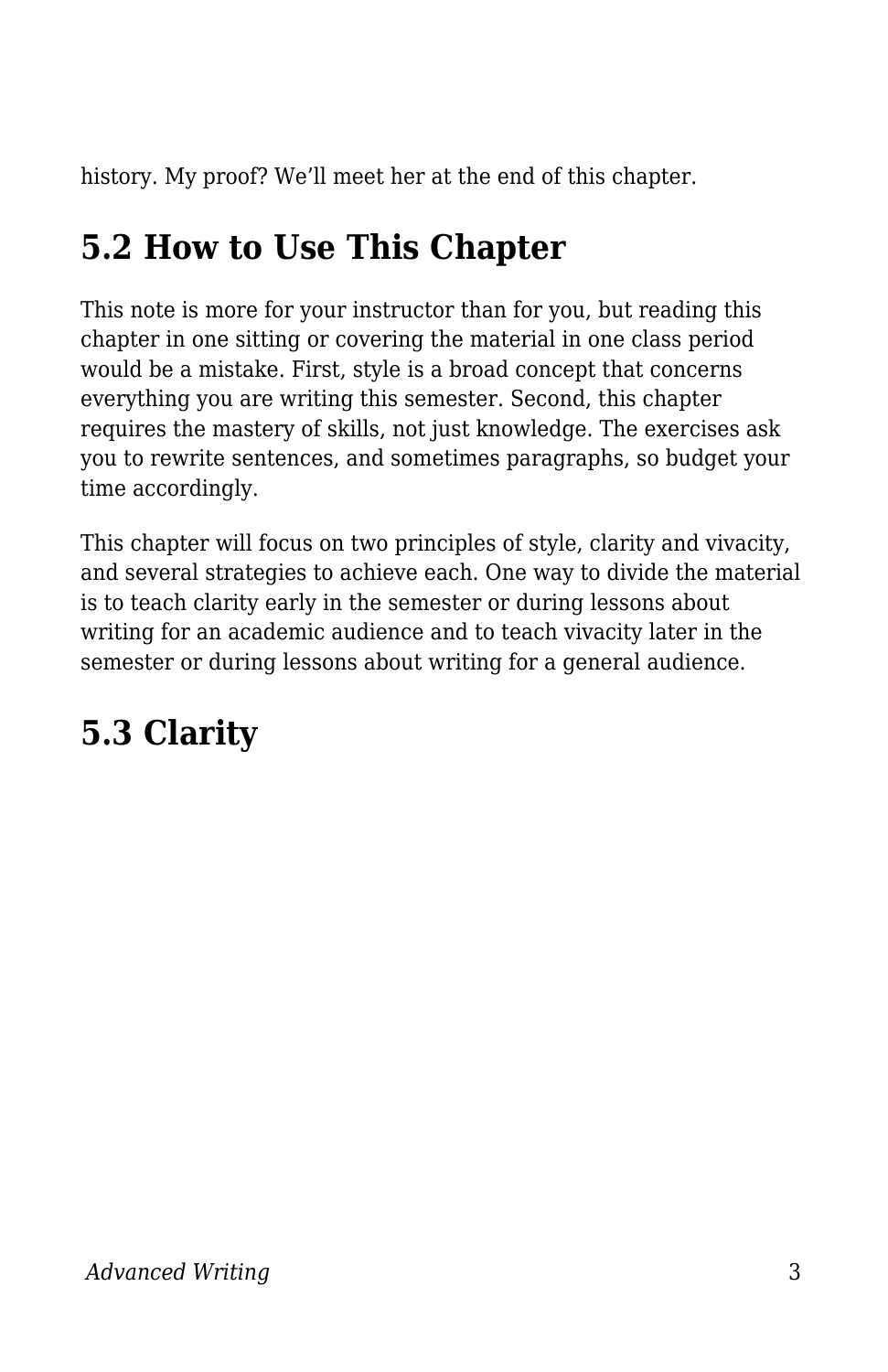history. My proof? We’ll meet her at the end of this chapter.

## 5.2 How to Use This Chapter

This note is more for your instructor than for you, but reading this chapter in one sitting or covering the material in one class period would be a mistake. First, style is a broad concept that concerns everything you are writing this semester. Second, this chapter requires the mastery of skills, not just knowledge. The exercises ask you to rewrite sentences, and sometimes paragraphs, so budget your time accordingly.

This chapter will focus on two principles of style, clarity and vivacity, and several strategies to achieve each. One way to divide the material is to teach clarity early in the semester or during lessons about writing for an academic audience and to teach vivacity later in the semester or during lessons about writing for a general audience.

## 5.3 Clarity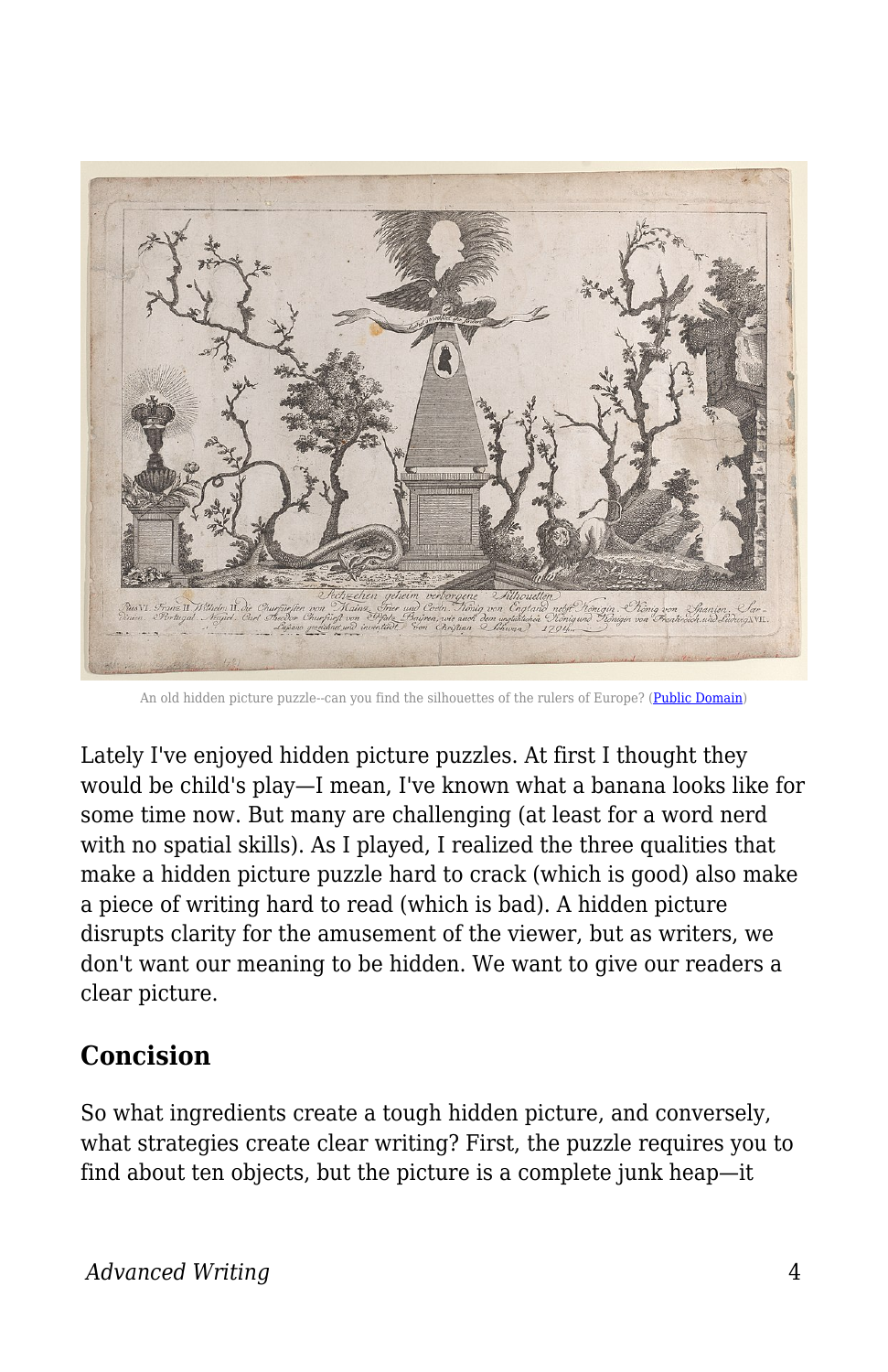An old hidden picture puzzle--can you find the silhouettes of the rulers of Europe? (Public Domain)

Lately I've enjoyed hidden picture puzzles. At first I thought they would be child's play—I mean, I've known what a banana looks like for some time now. But many are challenging (at least for a word nerd with no spatial skills). As I played, I realized the three qualities that make a hidden picture puzzle hard to crack (which is good) also make a piece of writing hard to read (which is bad). A hidden picture disrupts clarity for the amusement of the viewer, but as writers, we don't want our meaning to be hidden. We want to give our readers a clear picture.

## Concision

So what ingredients create a tough hidden picture, and conversely, what strategies create clear writing? First, the puzzle requires you to find about ten objects, but the picture is a complete junk heap—it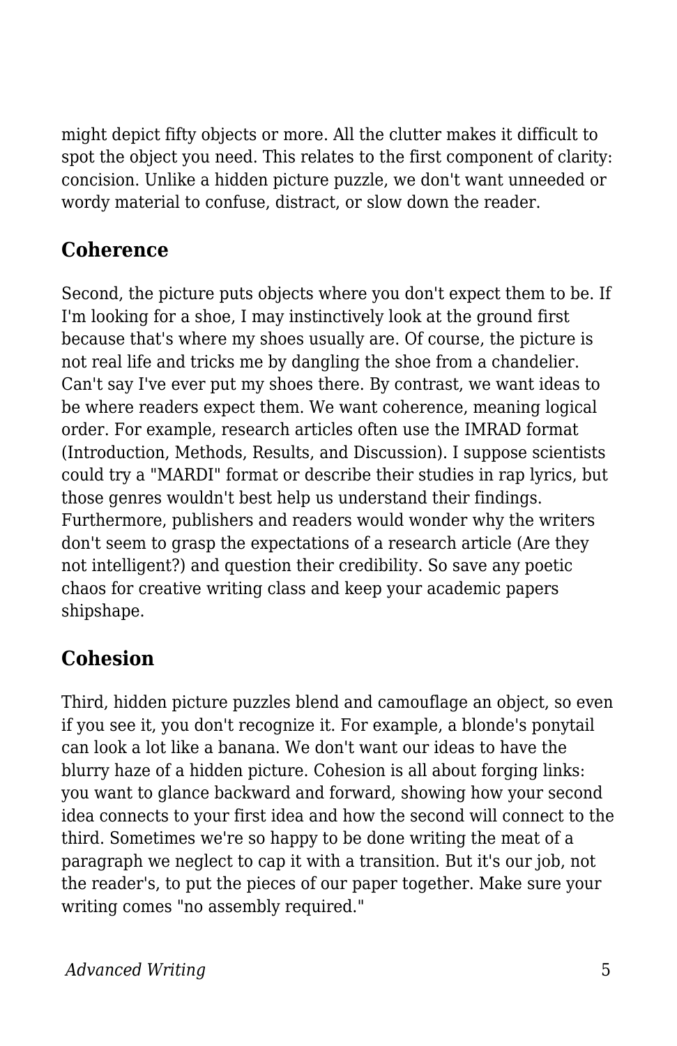might depict fifty objects or more. All the clutter makes it difficult to spot the object you need. This relates to the first component of clarity: concision. Unlike a hidden picture puzzle, we don't want unneeded or wordy material to confuse, distract, or slow down the reader.

## Coherence

Second, the picture puts objects where you don't expect them to be. If I'm looking for a shoe, I may instinctively look at the ground first because that's where my shoes usually are. Of course, the picture is not real life and tricks me by dangling the shoe from a chandelier. Can't say I've ever put my shoes there. By contrast, we want ideas to be where readers expect them. We want coherence, meaning logical order. For example, research articles often use the IMRAD format (Introduction, Methods, Results, and Discussion). I suppose scientists could try a "MARDI" format or describe their studies in rap lyrics, but those genres wouldn't best help us understand their findings. Furthermore, publishers and readers would wonder why the writers don't seem to grasp the expectations of a research article (Are they not intelligent?) and question their credibility. So save any poetic chaos for creative writing class and keep your academic papers shipshape.

## Cohesion

Third, hidden picture puzzles blend and camouflage an object, so even if you see it, you don't recognize it. For example, a blonde's ponytail can look a lot like a banana. We don't want our ideas to have the blurry haze of a hidden picture. Cohesion is all about forging links: you want to glance backward and forward, showing how your second idea connects to your first idea and how the second will connect to the third. Sometimes we're so happy to be done writing the meat of a paragraph we neglect to cap it with a transition. But it's our job, not the reader's, to put the pieces of our paper together. Make sure your writing comes "no assembly required."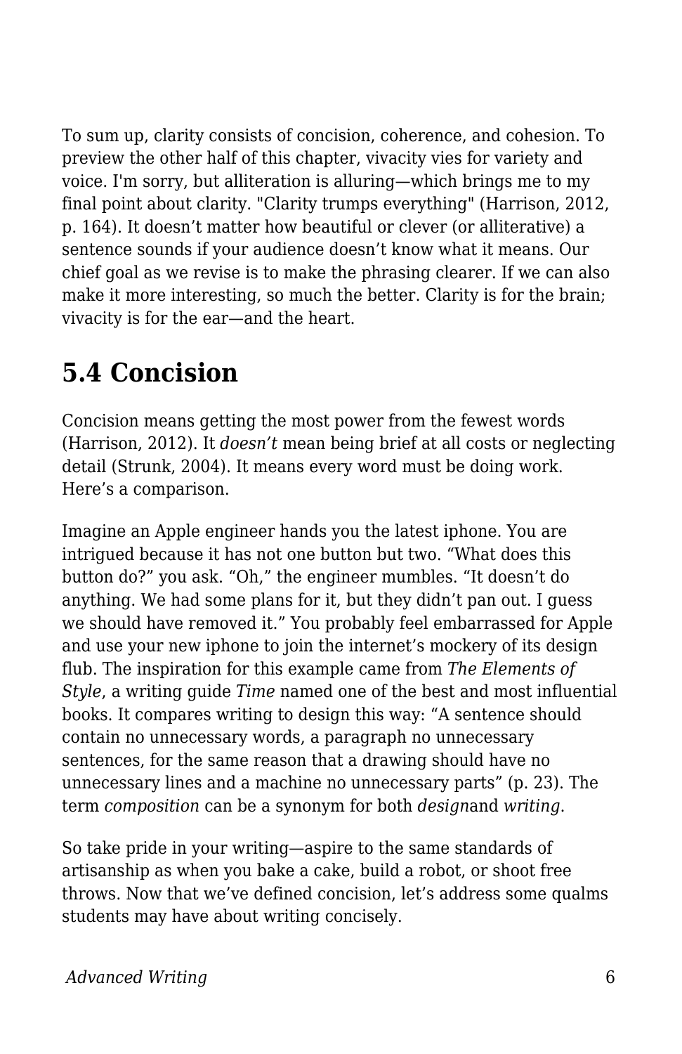To sum up, clarity consists of concision, coherence, and cohesion. To preview the other half of this chapter, vivacity vies for variety and voice. I'm sorry, but alliteration is alluring—which brings me to my final point about clarity. "Clarity trumps everything" (Harrison, 2012, p. 164). It doesn't matter how beautiful or clever (or alliterative) a sentence sounds if your audience doesn't know what it means. Our chief goal as we revise is to make the phrasing clearer. If we can also make it more interesting, so much the better. Clarity is for the brain; vivacity is for the ear—and the heart.

## 5.4 Concision

Concision means getting the most power from the fewest words (Harrison, 2012). It *doesn't* mean being brief at all costs or neglecting detail (Strunk, 2004). It means every word must be doing work. Here's a comparison.

Imagine an Apple engineer hands you the latest iphone. You are intrigued because it has not one button but two. "What does this button do?" you ask. "Oh," the engineer mumbles. "It doesn't do anything. We had some plans for it, but they didn't pan out. I guess we should have removed it." You probably feel embarrassed for Apple and use your new iphone to join the internet's mockery of its design flub. The inspiration for this example came from *The Elements of Style*, a writing guide *Time* named one of the best and most influential books. It compares writing to design this way: "A sentence should contain no unnecessary words, a paragraph no unnecessary sentences, for the same reason that a drawing should have no unnecessary lines and a machine no unnecessary parts" (p. 23). The term *composition* can be a synonym for both *design*and *writing*.

So take pride in your writing—aspire to the same standards of artisanship as when you bake a cake, build a robot, or shoot free throws. Now that we've defined concision, let's address some qualms students may have about writing concisely.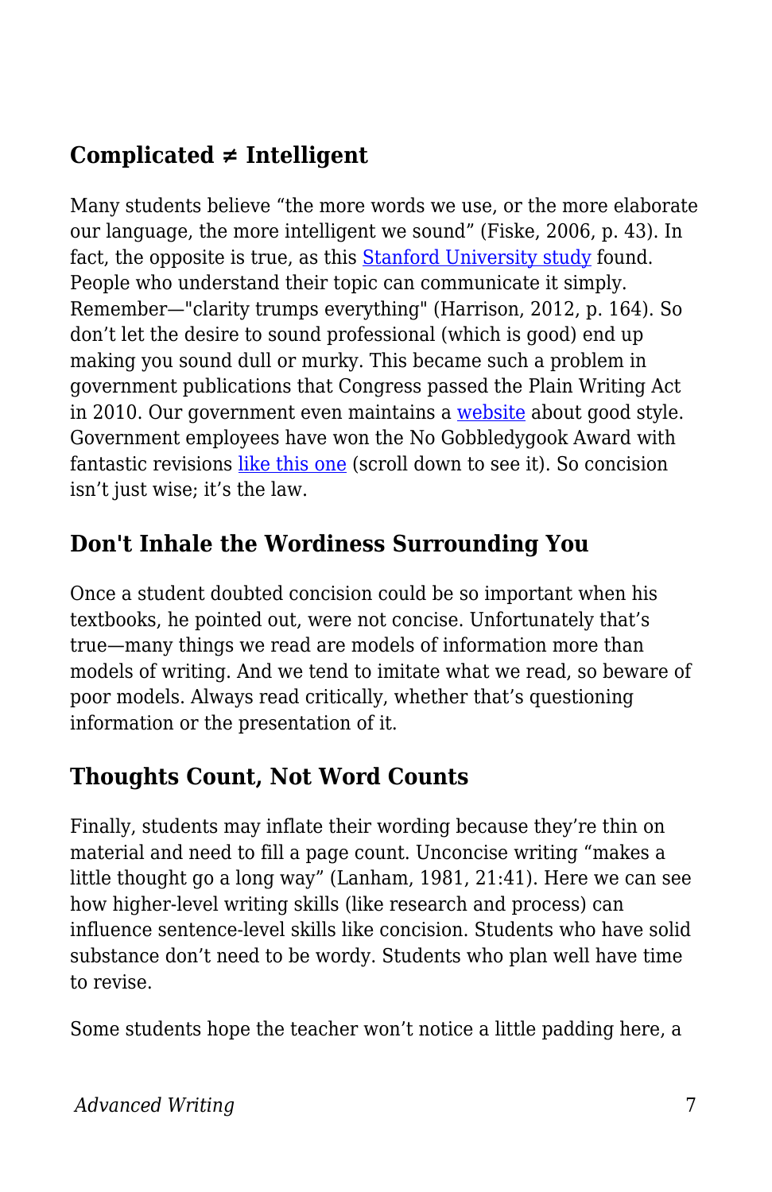## Complicated ≠ Intelligent

Many students believe "the more words we use, or the more elaborate our language, the more intelligent we sound" (Fiske, 2006, p. 43). In fact, the opposite is true, as this Stanford University study found. People who understand their topic can communicate it simply. Remember—"clarity trumps everything" (Harrison, 2012, p. 164). So don't let the desire to sound professional (which is good) end up making you sound dull or murky. This became such a problem in government publications that Congress passed the Plain Writing Act in 2010. Our government even maintains a website about good style. Government employees have won the No Gobbledygook Award with fantastic revisions like this one (scroll down to see it). So concision isn't just wise; it's the law.

## Don't Inhale the Wordiness Surrounding You

Once a student doubted concision could be so important when his textbooks, he pointed out, were not concise. Unfortunately that's true—many things we read are models of information more than models of writing. And we tend to imitate what we read, so beware of poor models. Always read critically, whether that's questioning information or the presentation of it.

## Thoughts Count, Not Word Counts

Finally, students may inflate their wording because they're thin on material and need to fill a page count. Unconcise writing "makes a little thought go a long way" (Lanham, 1981, 21:41). Here we can see how higher-level writing skills (like research and process) can influence sentence-level skills like concision. Students who have solid substance don't need to be wordy. Students who plan well have time to revise.

Some students hope the teacher won't notice a little padding here, a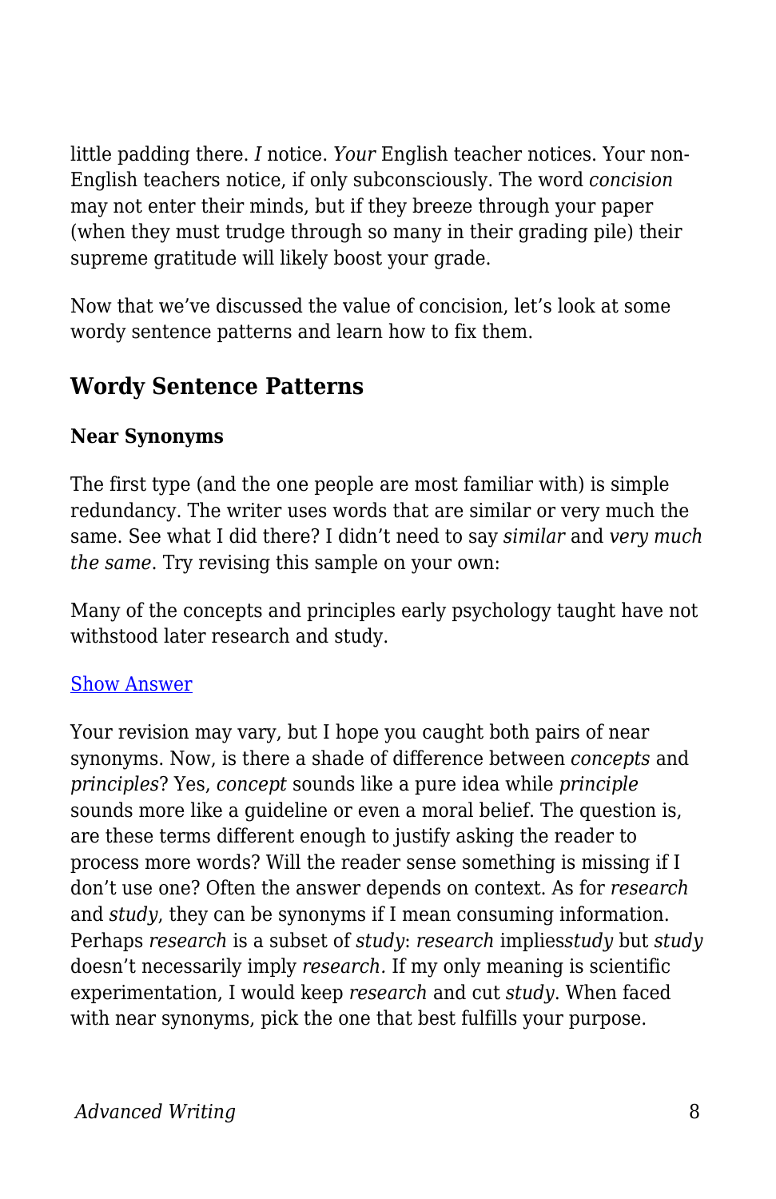little padding there. *I* notice. *Your* English teacher notices. Your non-English teachers notice, if only subconsciously. The word *concision* may not enter their minds, but if they breeze through your paper (when they must trudge through so many in their grading pile) their supreme gratitude will likely boost your grade.

Now that we've discussed the value of concision, let's look at some wordy sentence patterns and learn how to fix them.

## Wordy Sentence Patterns

### Near Synonyms

The first type (and the one people are most familiar with) is simple redundancy. The writer uses words that are similar or very much the same. See what I did there? I didn't need to say *similar* and *very much the same*. Try revising this sample on your own:

Many of the concepts and principles early psychology taught have not withstood later research and study.

Show Answer

Your revision may vary, but I hope you caught both pairs of near synonyms. Now, is there a shade of difference between *concepts* and *principles*? Yes, *concept* sounds like a pure idea while *principle* sounds more like a guideline or even a moral belief. The question is, are these terms different enough to justify asking the reader to process more words? Will the reader sense something is missing if I don't use one? Often the answer depends on context. As for *research* and *study*, they can be synonyms if I mean consuming information. Perhaps *research* is a subset of *study*: *research* implies*study* but *study* doesn't necessarily imply *research*. If my only meaning is scientific experimentation, I would keep *research* and cut *study*. When faced with near synonyms, pick the one that best fulfills your purpose.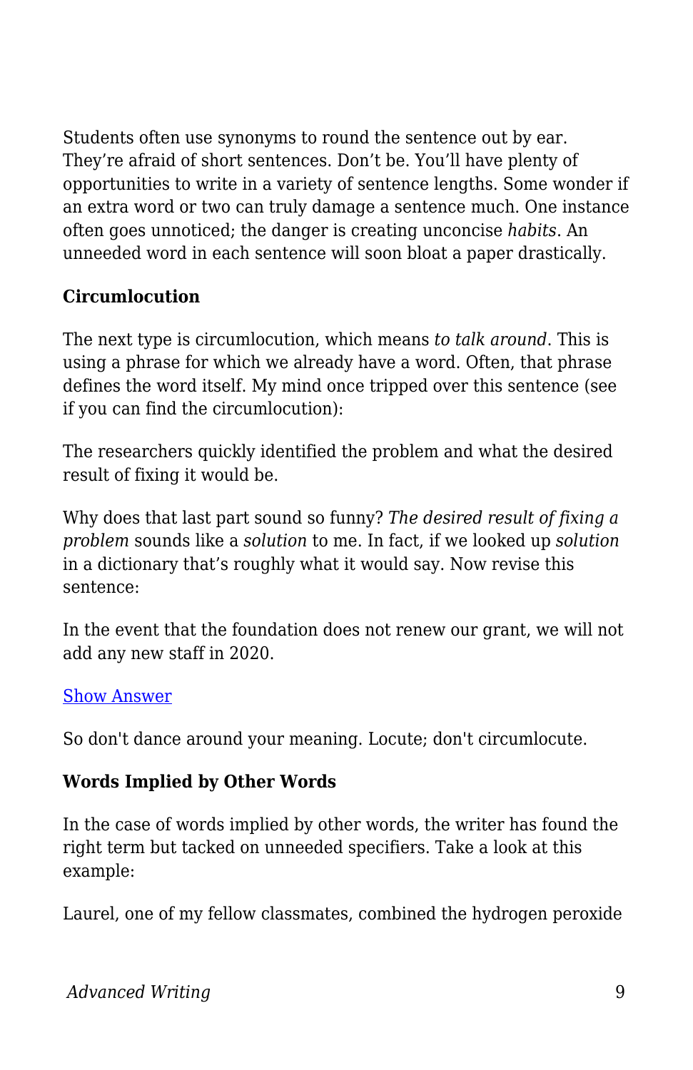Students often use synonyms to round the sentence out by ear. They're afraid of short sentences. Don't be. You'll have plenty of opportunities to write in a variety of sentence lengths. Some wonder if an extra word or two can truly damage a sentence much. One instance often goes unnoticed; the danger is creating unconcise *habits*. An unneeded word in each sentence will soon bloat a paper drastically.

### Circumlocution

The next type is circumlocution, which means *to talk around*. This is using a phrase for which we already have a word. Often, that phrase defines the word itself. My mind once tripped over this sentence (see if you can find the circumlocution):

The researchers quickly identified the problem and what the desired result of fixing it would be.

Why does that last part sound so funny? *The desired result of fixing a problem* sounds like a *solution* to me. In fact, if we looked up *solution* in a dictionary that's roughly what it would say. Now revise this sentence:

In the event that the foundation does not renew our grant, we will not add any new staff in 2020.

Show Answer

So don't dance around your meaning. Locute; don't circumlocute.

### Words Implied by Other Words

In the case of words implied by other words, the writer has found the right term but tacked on unneeded specifiers. Take a look at this example:

Laurel, one of my fellow classmates, combined the hydrogen peroxide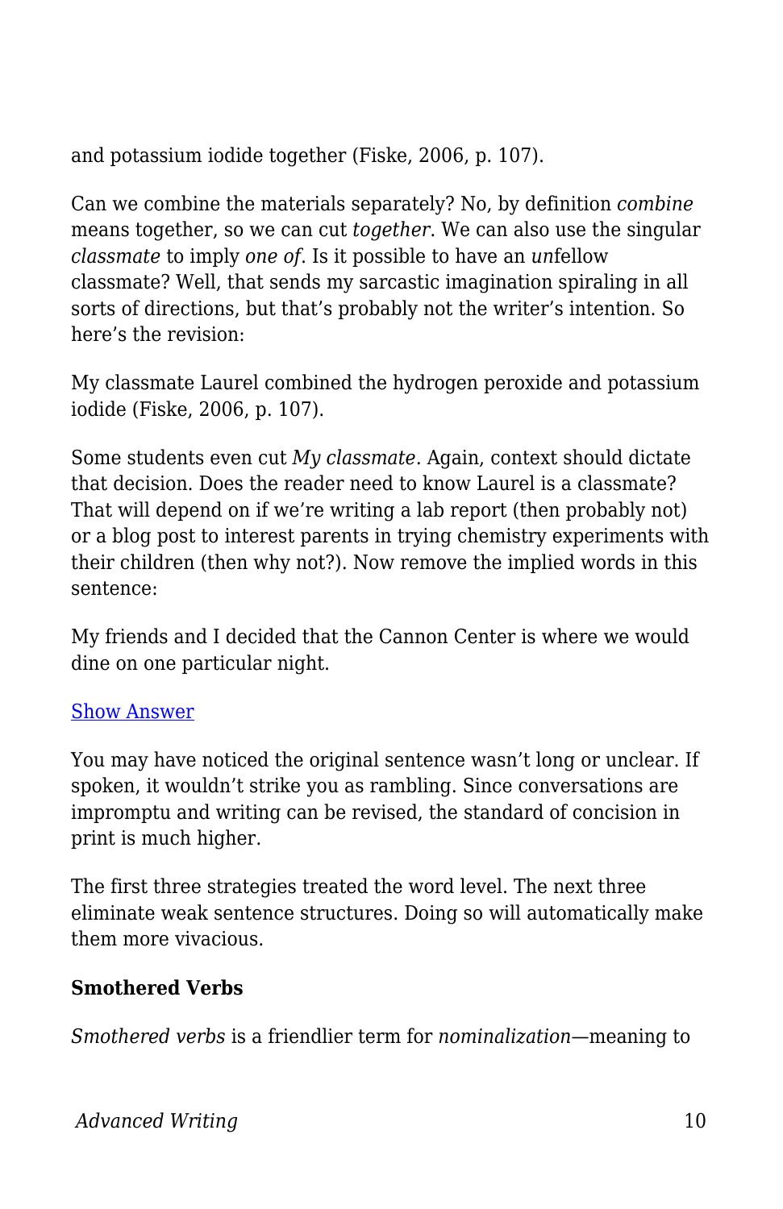and potassium iodide together (Fiske, 2006, p. 107).

Can we combine the materials separately? No, by definition *combine* means together, so we can cut *together*. We can also use the singular *classmate* to imply *one of*. Is it possible to have an *un*fellow classmate? Well, that sends my sarcastic imagination spiraling in all sorts of directions, but that's probably not the writer's intention. So here's the revision:

My classmate Laurel combined the hydrogen peroxide and potassium iodide (Fiske, 2006, p. 107).

Some students even cut *My classmate*. Again, context should dictate that decision. Does the reader need to know Laurel is a classmate? That will depend on if we're writing a lab report (then probably not) or a blog post to interest parents in trying chemistry experiments with their children (then why not?). Now remove the implied words in this sentence:

My friends and I decided that the Cannon Center is where we would dine on one particular night.

Show Answer

You may have noticed the original sentence wasn't long or unclear. If spoken, it wouldn't strike you as rambling. Since conversations are impromptu and writing can be revised, the standard of concision in print is much higher.

The first three strategies treated the word level. The next three eliminate weak sentence structures. Doing so will automatically make them more vivacious.

**Smothered Verbs**

*Smothered verbs* is a friendlier term for *nominalization*—meaning to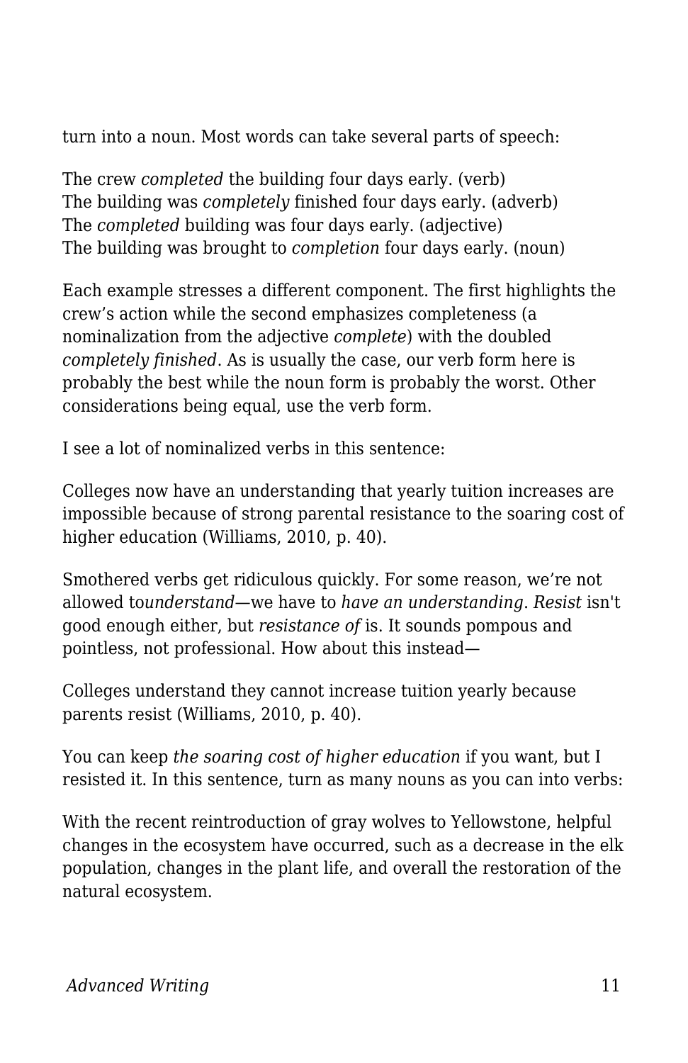turn into a noun. Most words can take several parts of speech:

The crew *completed* the building four days early. (verb)
The building was *completely* finished four days early. (adverb)
The *completed* building was four days early. (adjective)
The building was brought to *completion* four days early. (noun)

Each example stresses a different component. The first highlights the crew's action while the second emphasizes completeness (a nominalization from the adjective *complete*) with the doubled *completely finished*. As is usually the case, our verb form here is probably the best while the noun form is probably the worst. Other considerations being equal, use the verb form.

I see a lot of nominalized verbs in this sentence:

Colleges now have an understanding that yearly tuition increases are impossible because of strong parental resistance to the soaring cost of higher education (Williams, 2010, p. 40).

Smothered verbs get ridiculous quickly. For some reason, we're not allowed to*understand*—we have to *have an understanding*. *Resist* isn't good enough either, but *resistance of* is. It sounds pompous and pointless, not professional. How about this instead—

Colleges understand they cannot increase tuition yearly because parents resist (Williams, 2010, p. 40).

You can keep *the soaring cost of higher education* if you want, but I resisted it. In this sentence, turn as many nouns as you can into verbs:

With the recent reintroduction of gray wolves to Yellowstone, helpful changes in the ecosystem have occurred, such as a decrease in the elk population, changes in the plant life, and overall the restoration of the natural ecosystem.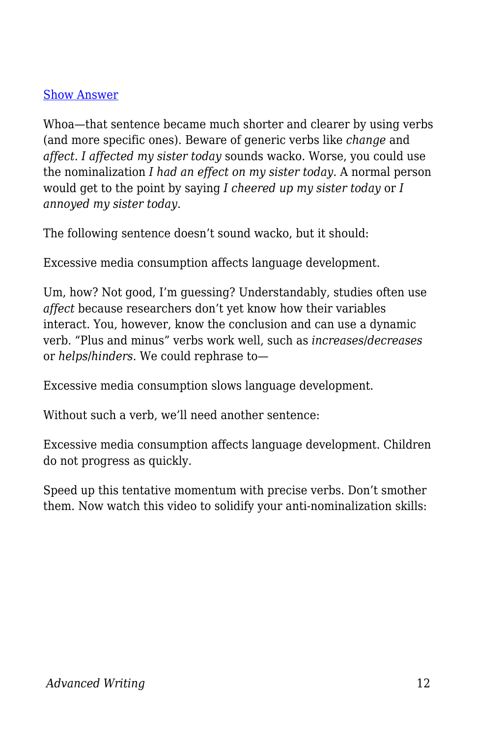Show Answer

Whoa—that sentence became much shorter and clearer by using verbs (and more specific ones). Beware of generic verbs like *change* and *affect*. *I affected my sister today* sounds wacko. Worse, you could use the nominalization *I had an effect on my sister today*. A normal person would get to the point by saying *I cheered up my sister today* or *I annoyed my sister today*.

The following sentence doesn't sound wacko, but it should:

Excessive media consumption affects language development.

Um, how? Not good, I'm guessing? Understandably, studies often use *affect* because researchers don't yet know how their variables interact. You, however, know the conclusion and can use a dynamic verb. "Plus and minus" verbs work well, such as *increases*/*decreases* or *helps*/*hinders*. We could rephrase to—

Excessive media consumption slows language development.

Without such a verb, we'll need another sentence:

Excessive media consumption affects language development. Children do not progress as quickly.

Speed up this tentative momentum with precise verbs. Don't smother them. Now watch this video to solidify your anti-nominalization skills: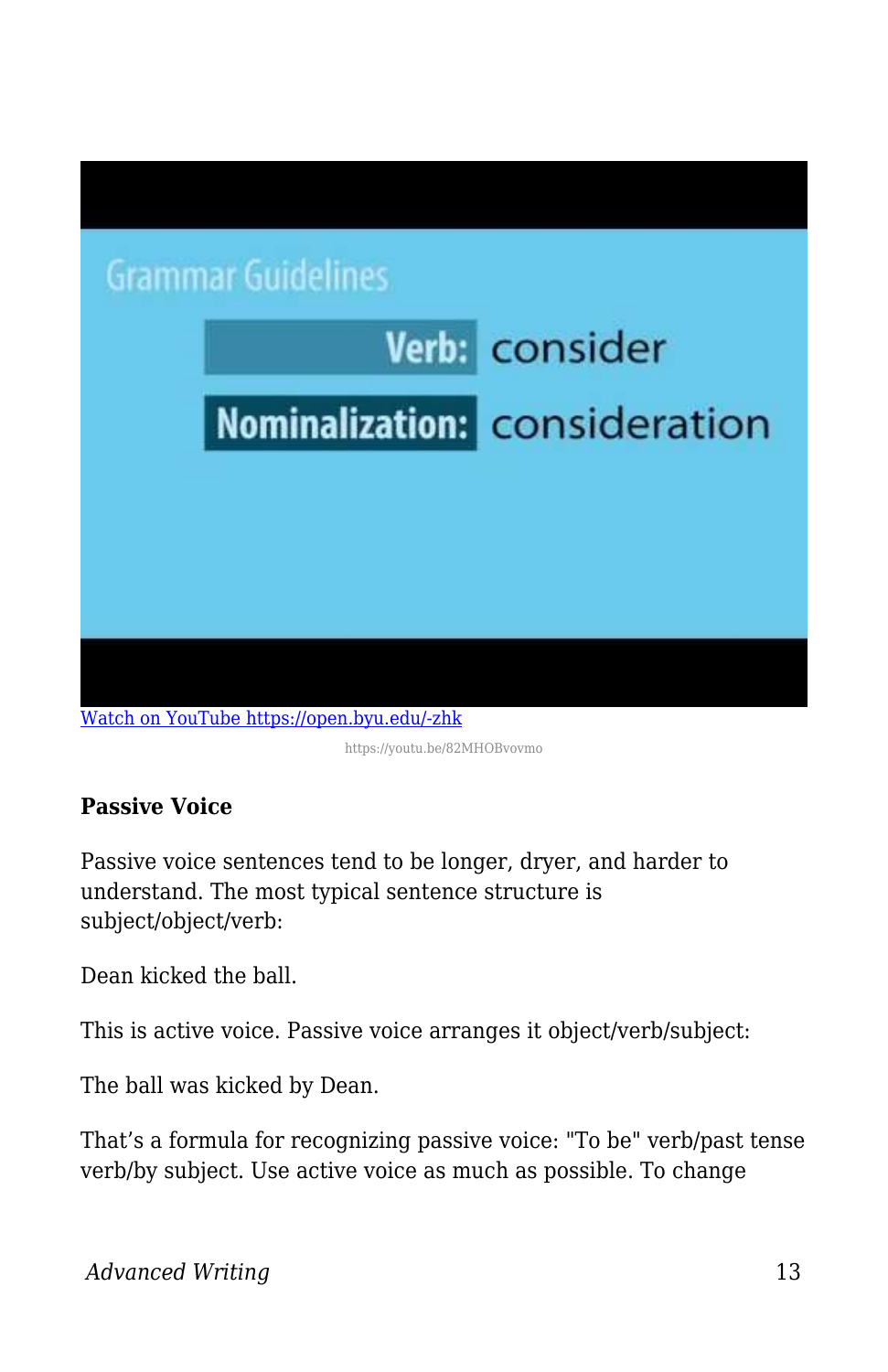[Watch on YouTube https://open.byu.edu/-zhk](https://open.byu.edu/-zhk)

https://youtu.be/82MHOBvovmo

**Passive Voice**

Passive voice sentences tend to be longer, dryer, and harder to understand. The most typical sentence structure is subject/object/verb:

Dean kicked the ball.

This is active voice. Passive voice arranges it object/verb/subject:

The ball was kicked by Dean.

That's a formula for recognizing passive voice: "To be" verb/past tense verb/by subject. Use active voice as much as possible. To change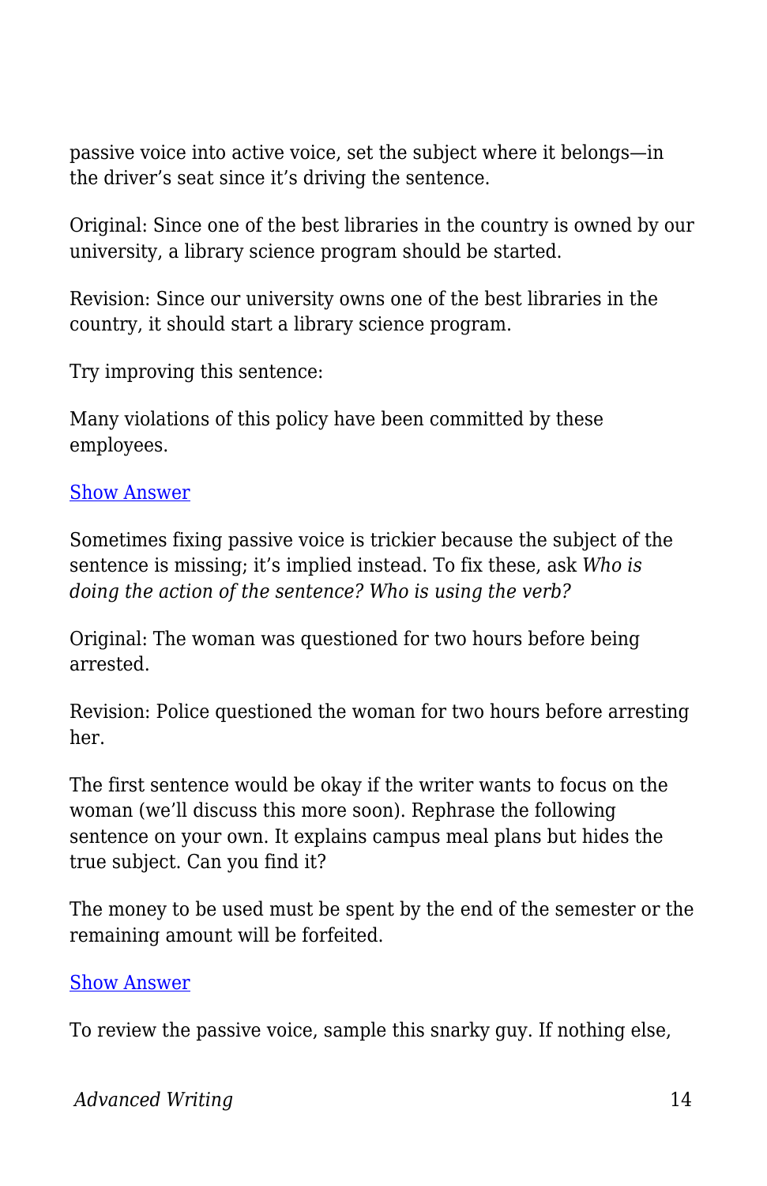passive voice into active voice, set the subject where it belongs—in the driver's seat since it's driving the sentence.

Original: Since one of the best libraries in the country is owned by our university, a library science program should be started.

Revision: Since our university owns one of the best libraries in the country, it should start a library science program.

Try improving this sentence:

Many violations of this policy have been committed by these employees.

[Show Answer]

Sometimes fixing passive voice is trickier because the subject of the sentence is missing; it's implied instead. To fix these, ask *Who is doing the action of the sentence? Who is using the verb?*

Original: The woman was questioned for two hours before being arrested.

Revision: Police questioned the woman for two hours before arresting her.

The first sentence would be okay if the writer wants to focus on the woman (we'll discuss this more soon). Rephrase the following sentence on your own. It explains campus meal plans but hides the true subject. Can you find it?

The money to be used must be spent by the end of the semester or the remaining amount will be forfeited.

[Show Answer]

To review the passive voice, sample this snarky guy. If nothing else,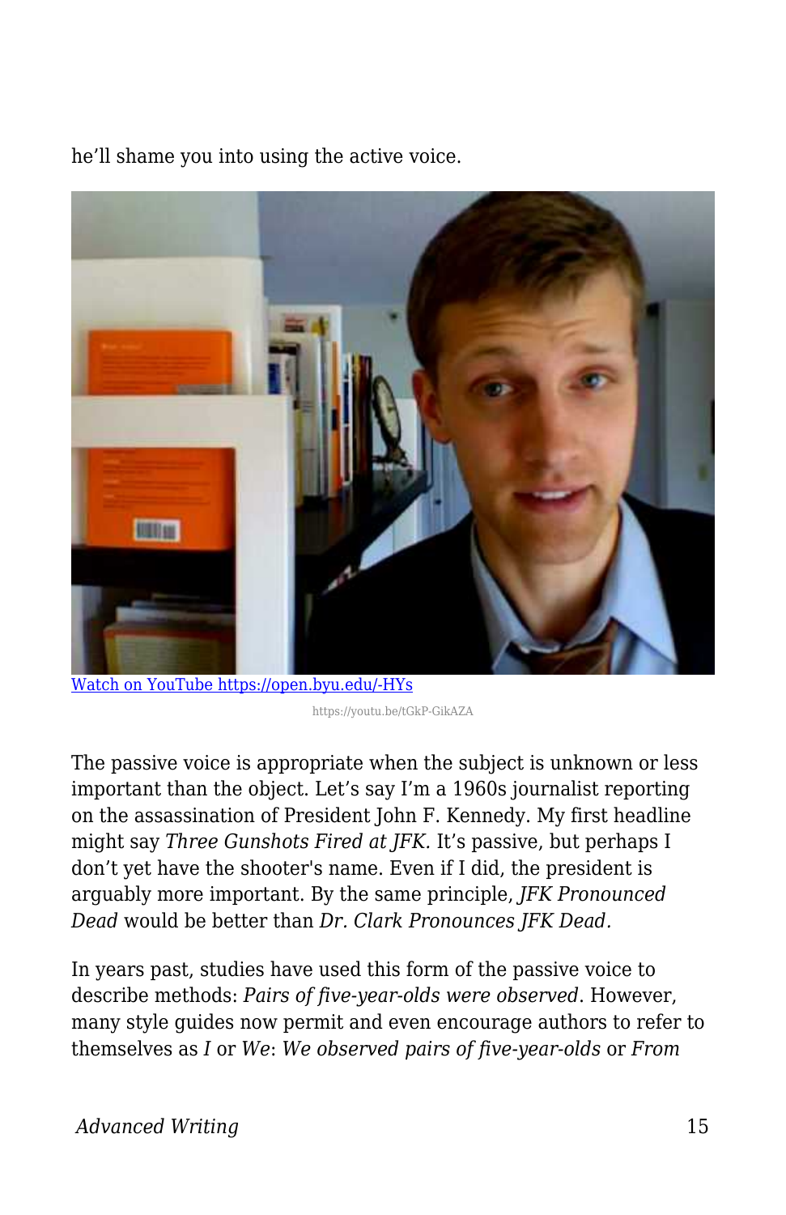he'll shame you into using the active voice.

[Watch on YouTube https://open.byu.edu/-HYs](https://open.byu.edu/-HYs)

https://youtu.be/tGkP-GikAZA

The passive voice is appropriate when the subject is unknown or less important than the object. Let's say I'm a 1960s journalist reporting on the assassination of President John F. Kennedy. My first headline might say *Three Gunshots Fired at JFK.* It's passive, but perhaps I don't yet have the shooter's name. Even if I did, the president is arguably more important. By the same principle, *JFK Pronounced Dead* would be better than *Dr. Clark Pronounces JFK Dead.*

In years past, studies have used this form of the passive voice to describe methods: *Pairs of five-year-olds were observed*. However, many style guides now permit and even encourage authors to refer to themselves as *I* or *We*: *We observed pairs of five-year-olds* or *From*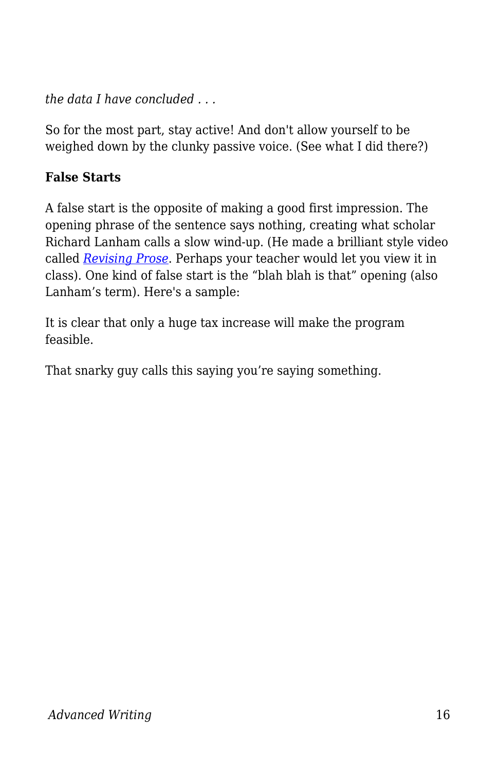*the data I have concluded . . .*

So for the most part, stay active! And don't allow yourself to be weighed down by the clunky passive voice. (See what I did there?)

**False Starts**

A false start is the opposite of making a good first impression. The opening phrase of the sentence says nothing, creating what scholar Richard Lanham calls a slow wind-up. (He made a brilliant style video called *Revising Prose*. Perhaps your teacher would let you view it in class). One kind of false start is the "blah blah is that" opening (also Lanham's term). Here's a sample:

It is clear that only a huge tax increase will make the program feasible.

That snarky guy calls this saying you're saying something.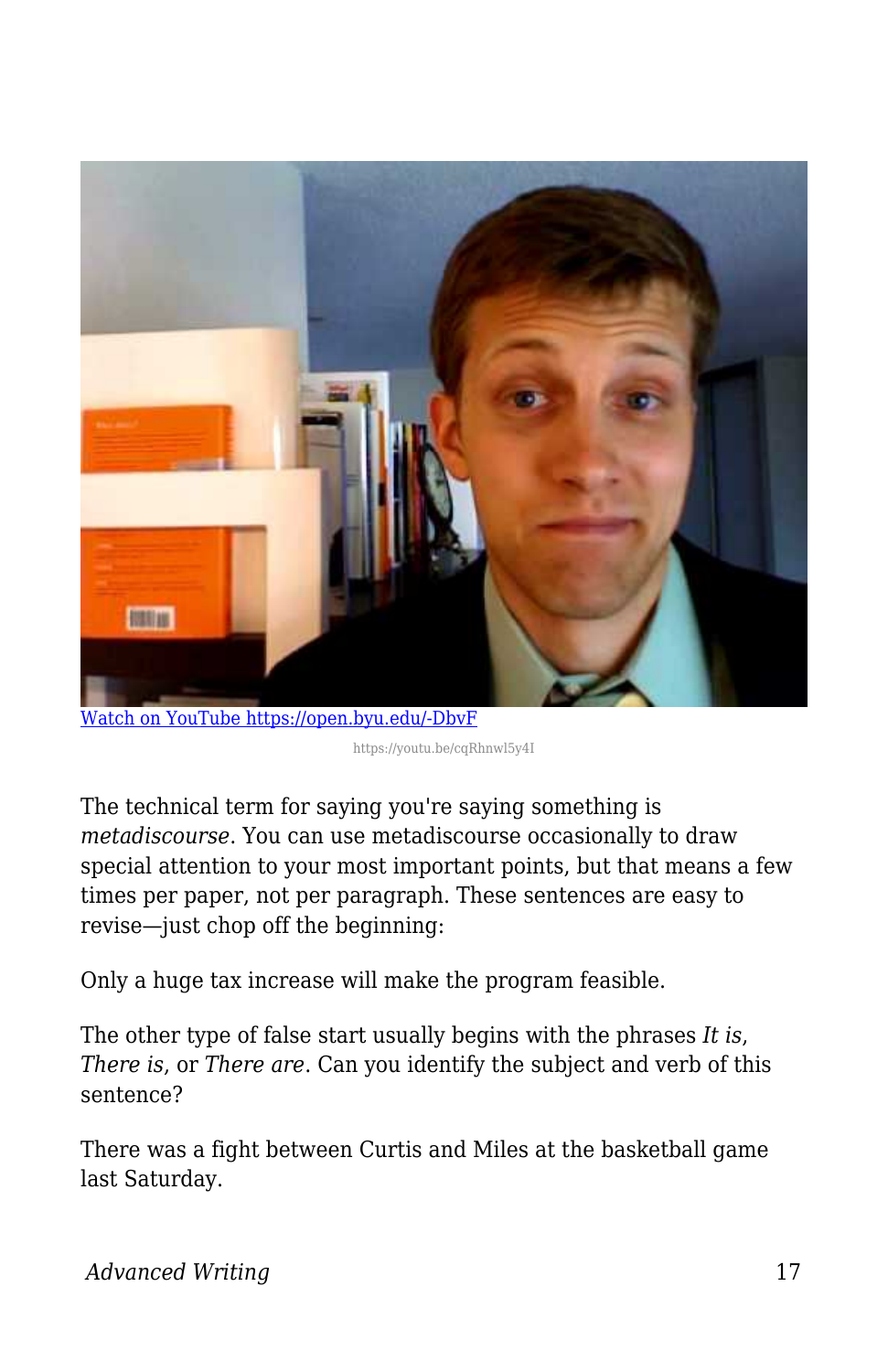[Watch on YouTube https://open.byu.edu/-DbvF](https://open.byu.edu/-DbvF)

https://youtu.be/cqRhnwl5y4I

The technical term for saying you're saying something is *metadiscourse*. You can use metadiscourse occasionally to draw special attention to your most important points, but that means a few times per paper, not per paragraph. These sentences are easy to revise—just chop off the beginning:

Only a huge tax increase will make the program feasible.

The other type of false start usually begins with the phrases *It is*, *There is*, or *There are*. Can you identify the subject and verb of this sentence?

There was a fight between Curtis and Miles at the basketball game last Saturday.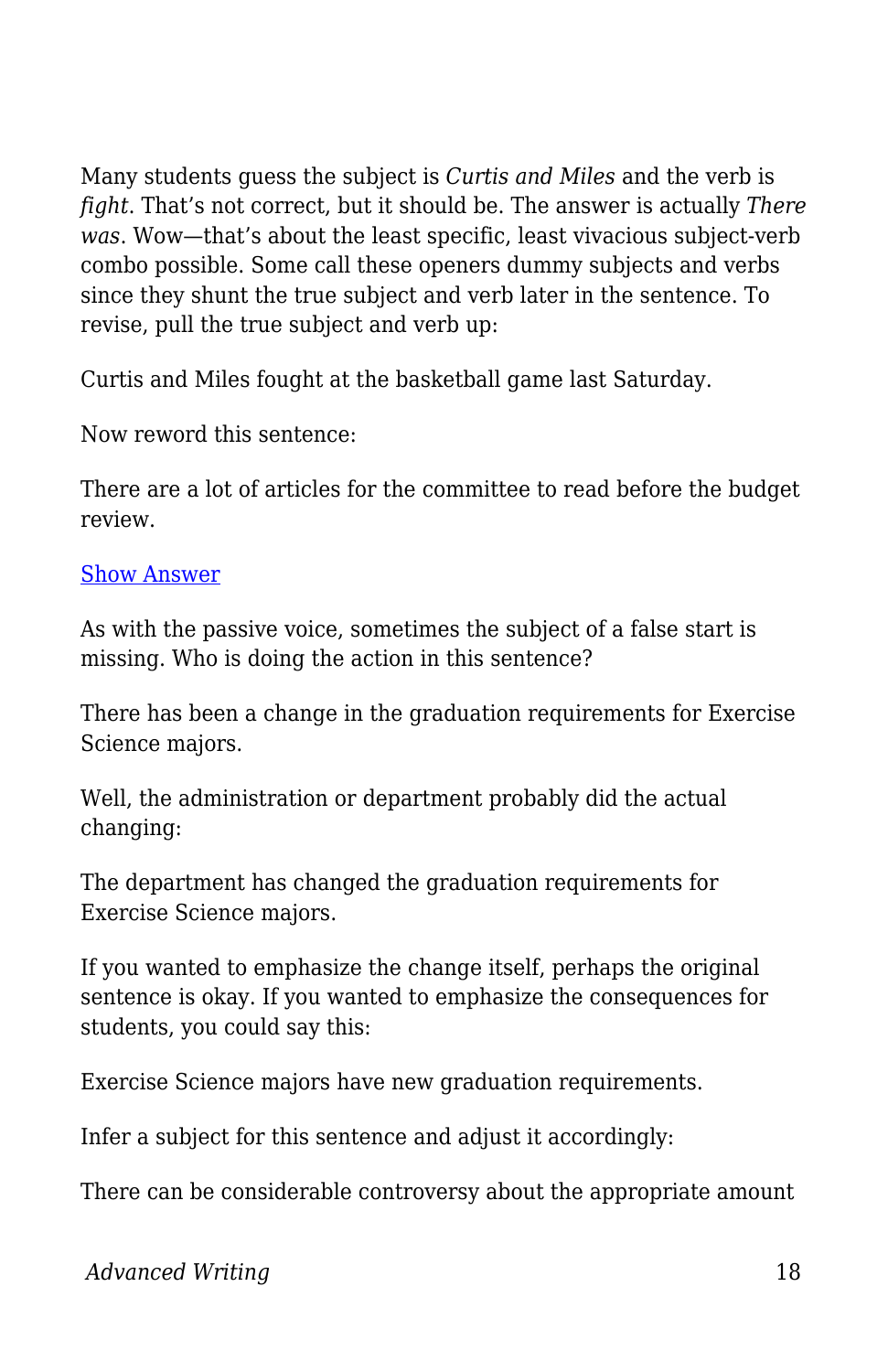Many students guess the subject is *Curtis and Miles* and the verb is *fight*. That's not correct, but it should be. The answer is actually *There was*. Wow—that's about the least specific, least vivacious subject-verb combo possible. Some call these openers dummy subjects and verbs since they shunt the true subject and verb later in the sentence. To revise, pull the true subject and verb up:

Curtis and Miles fought at the basketball game last Saturday.

Now reword this sentence:

There are a lot of articles for the committee to read before the budget review.

Show Answer

As with the passive voice, sometimes the subject of a false start is missing. Who is doing the action in this sentence?

There has been a change in the graduation requirements for Exercise Science majors.

Well, the administration or department probably did the actual changing:

The department has changed the graduation requirements for Exercise Science majors.

If you wanted to emphasize the change itself, perhaps the original sentence is okay. If you wanted to emphasize the consequences for students, you could say this:

Exercise Science majors have new graduation requirements.

Infer a subject for this sentence and adjust it accordingly:

There can be considerable controversy about the appropriate amount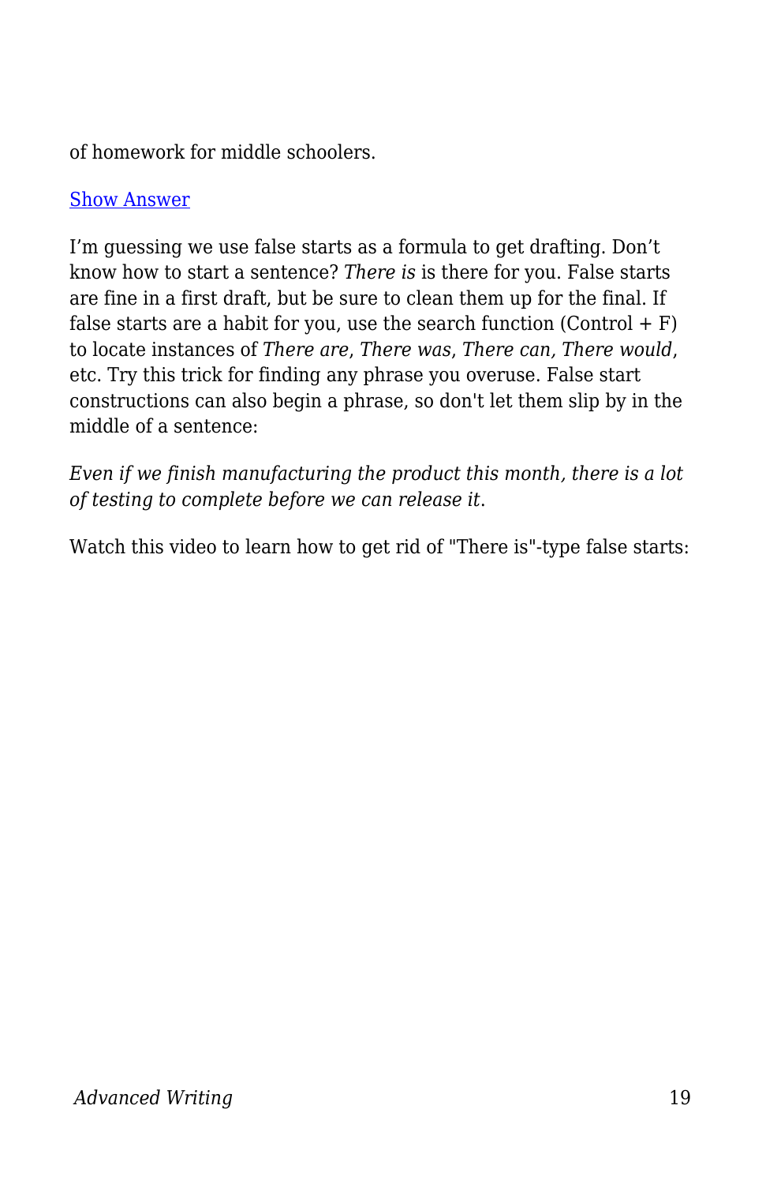of homework for middle schoolers.

[Show Answer]

I’m guessing we use false starts as a formula to get drafting. Don’t know how to start a sentence? *There is* is there for you. False starts are fine in a first draft, but be sure to clean them up for the final. If false starts are a habit for you, use the search function (Control + F) to locate instances of *There are*, *There was*, *There can, There would*, etc. Try this trick for finding any phrase you overuse. False start constructions can also begin a phrase, so don't let them slip by in the middle of a sentence:

*Even if we finish manufacturing the product this month, there is a lot of testing to complete before we can release it.*

Watch this video to learn how to get rid of "There is"-type false starts: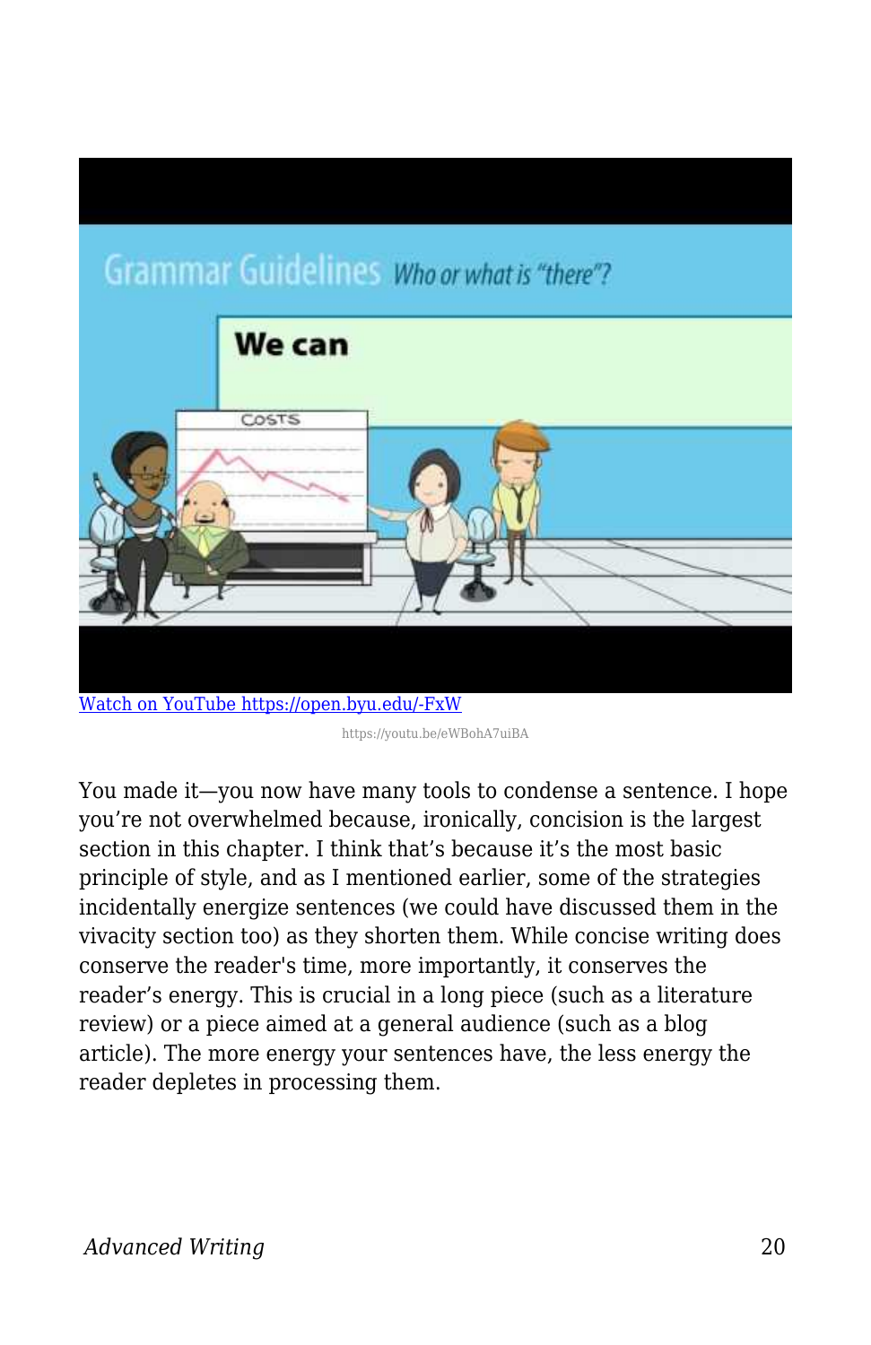[Watch on YouTube https://open.byu.edu/-FxW](https://open.byu.edu/-FxW)

https://youtu.be/eWBohA7uiBA

You made it—you now have many tools to condense a sentence. I hope you're not overwhelmed because, ironically, concision is the largest section in this chapter. I think that's because it's the most basic principle of style, and as I mentioned earlier, some of the strategies incidentally energize sentences (we could have discussed them in the vivacity section too) as they shorten them. While concise writing does conserve the reader's time, more importantly, it conserves the reader's energy. This is crucial in a long piece (such as a literature review) or a piece aimed at a general audience (such as a blog article). The more energy your sentences have, the less energy the reader depletes in processing them.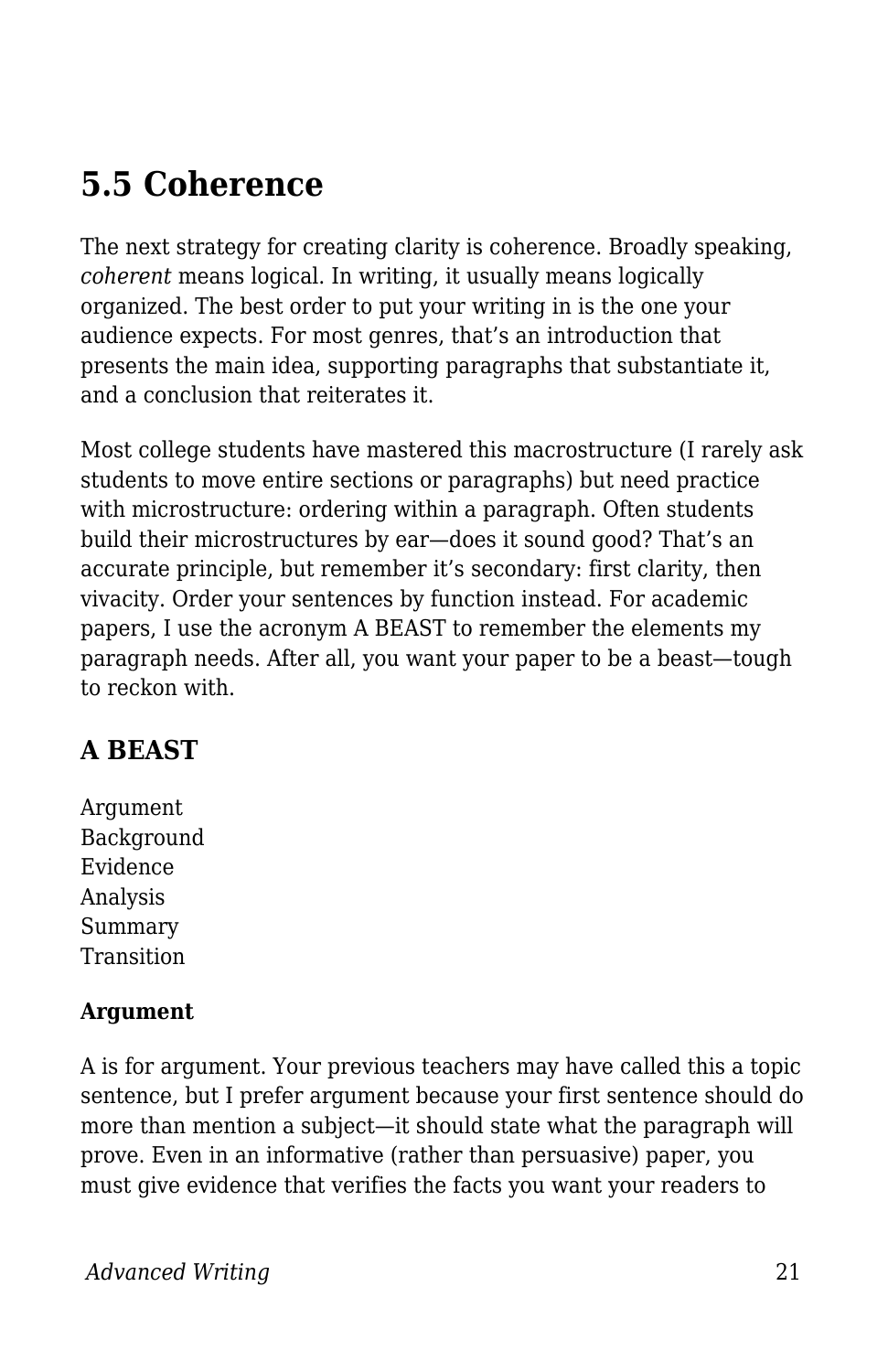## 5.5 Coherence

The next strategy for creating clarity is coherence. Broadly speaking, *coherent* means logical. In writing, it usually means logically organized. The best order to put your writing in is the one your audience expects. For most genres, that's an introduction that presents the main idea, supporting paragraphs that substantiate it, and a conclusion that reiterates it.

Most college students have mastered this macrostructure (I rarely ask students to move entire sections or paragraphs) but need practice with microstructure: ordering within a paragraph. Often students build their microstructures by ear—does it sound good? That's an accurate principle, but remember it's secondary: first clarity, then vivacity. Order your sentences by function instead. For academic papers, I use the acronym A BEAST to remember the elements my paragraph needs. After all, you want your paper to be a beast—tough to reckon with.

### A BEAST

Argument
Background
Evidence
Analysis
Summary
Transition

#### Argument

A is for argument. Your previous teachers may have called this a topic sentence, but I prefer argument because your first sentence should do more than mention a subject—it should state what the paragraph will prove. Even in an informative (rather than persuasive) paper, you must give evidence that verifies the facts you want your readers to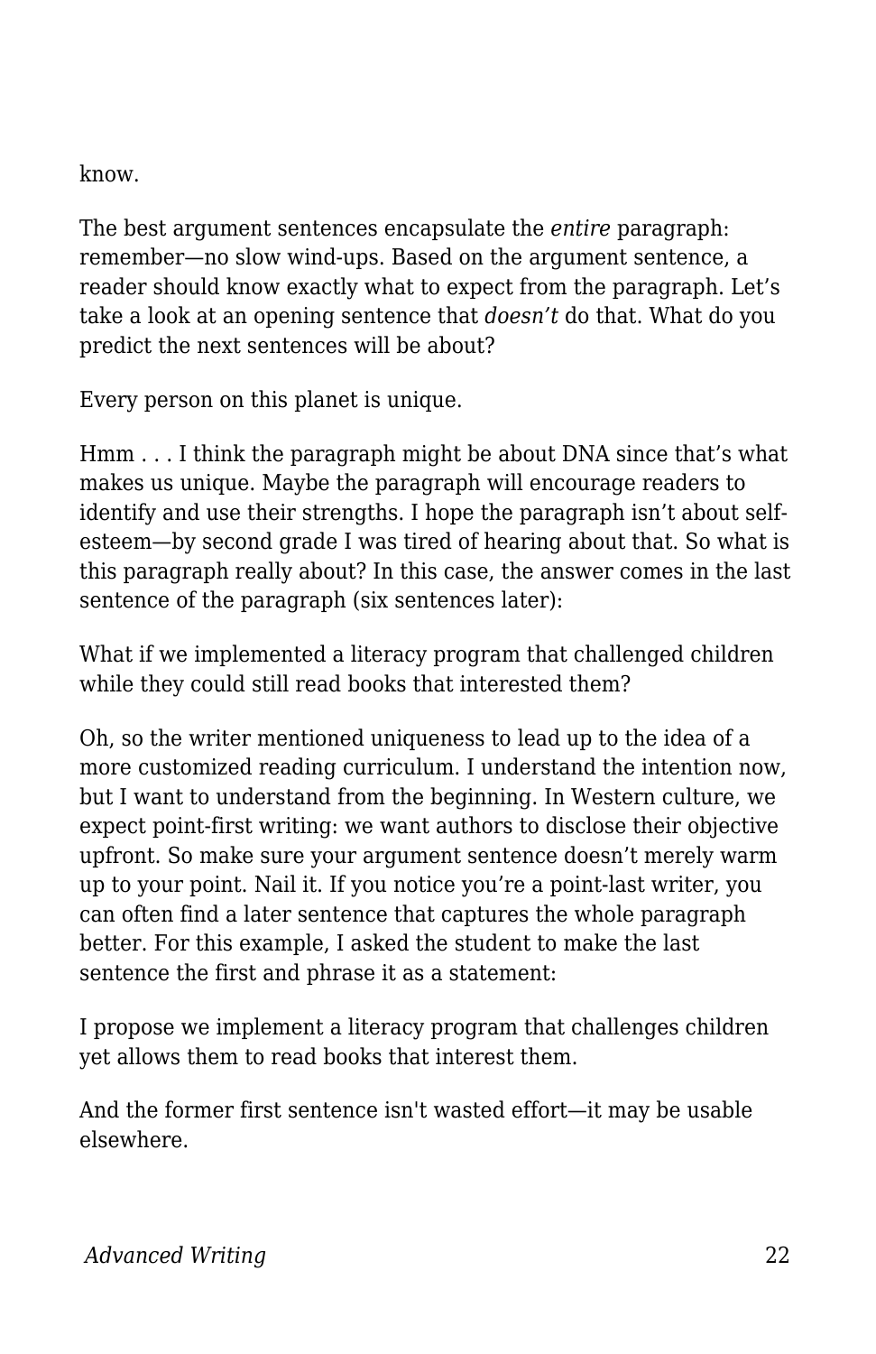know.

The best argument sentences encapsulate the *entire* paragraph: remember—no slow wind-ups. Based on the argument sentence, a reader should know exactly what to expect from the paragraph. Let's take a look at an opening sentence that *doesn't* do that. What do you predict the next sentences will be about?

Every person on this planet is unique.

Hmm . . . I think the paragraph might be about DNA since that's what makes us unique. Maybe the paragraph will encourage readers to identify and use their strengths. I hope the paragraph isn't about self-esteem—by second grade I was tired of hearing about that. So what is this paragraph really about? In this case, the answer comes in the last sentence of the paragraph (six sentences later):

What if we implemented a literacy program that challenged children while they could still read books that interested them?

Oh, so the writer mentioned uniqueness to lead up to the idea of a more customized reading curriculum. I understand the intention now, but I want to understand from the beginning. In Western culture, we expect point-first writing: we want authors to disclose their objective upfront. So make sure your argument sentence doesn't merely warm up to your point. Nail it. If you notice you're a point-last writer, you can often find a later sentence that captures the whole paragraph better. For this example, I asked the student to make the last sentence the first and phrase it as a statement:

I propose we implement a literacy program that challenges children yet allows them to read books that interest them.

And the former first sentence isn't wasted effort—it may be usable elsewhere.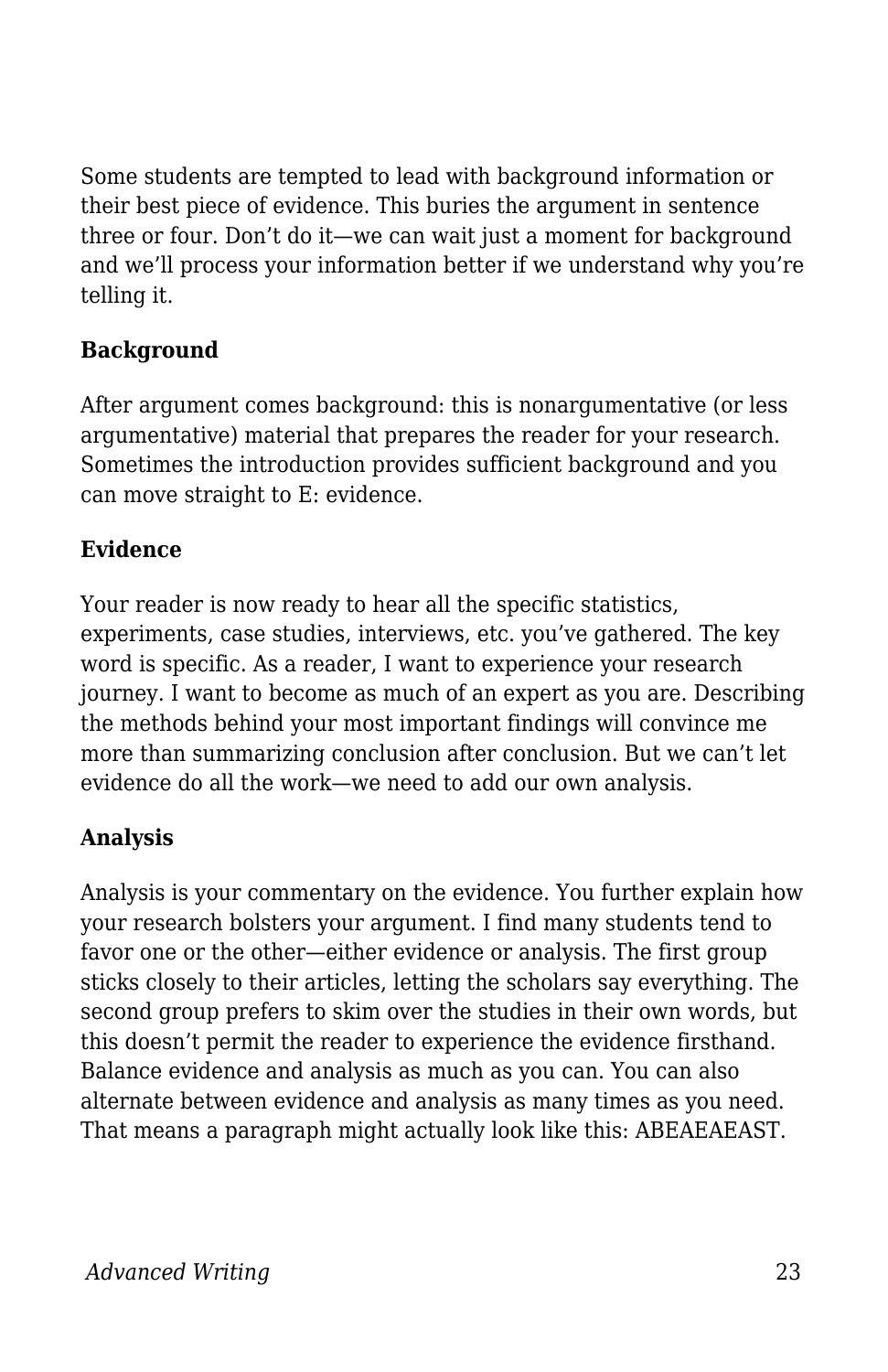Some students are tempted to lead with background information or their best piece of evidence. This buries the argument in sentence three or four. Don't do it—we can wait just a moment for background and we'll process your information better if we understand why you're telling it.

### Background

After argument comes background: this is nonargumentative (or less argumentative) material that prepares the reader for your research. Sometimes the introduction provides sufficient background and you can move straight to E: evidence.

### Evidence

Your reader is now ready to hear all the specific statistics, experiments, case studies, interviews, etc. you've gathered. The key word is specific. As a reader, I want to experience your research journey. I want to become as much of an expert as you are. Describing the methods behind your most important findings will convince me more than summarizing conclusion after conclusion. But we can't let evidence do all the work—we need to add our own analysis.

### Analysis

Analysis is your commentary on the evidence. You further explain how your research bolsters your argument. I find many students tend to favor one or the other—either evidence or analysis. The first group sticks closely to their articles, letting the scholars say everything. The second group prefers to skim over the studies in their own words, but this doesn't permit the reader to experience the evidence firsthand. Balance evidence and analysis as much as you can. You can also alternate between evidence and analysis as many times as you need. That means a paragraph might actually look like this: ABEAEAEAST.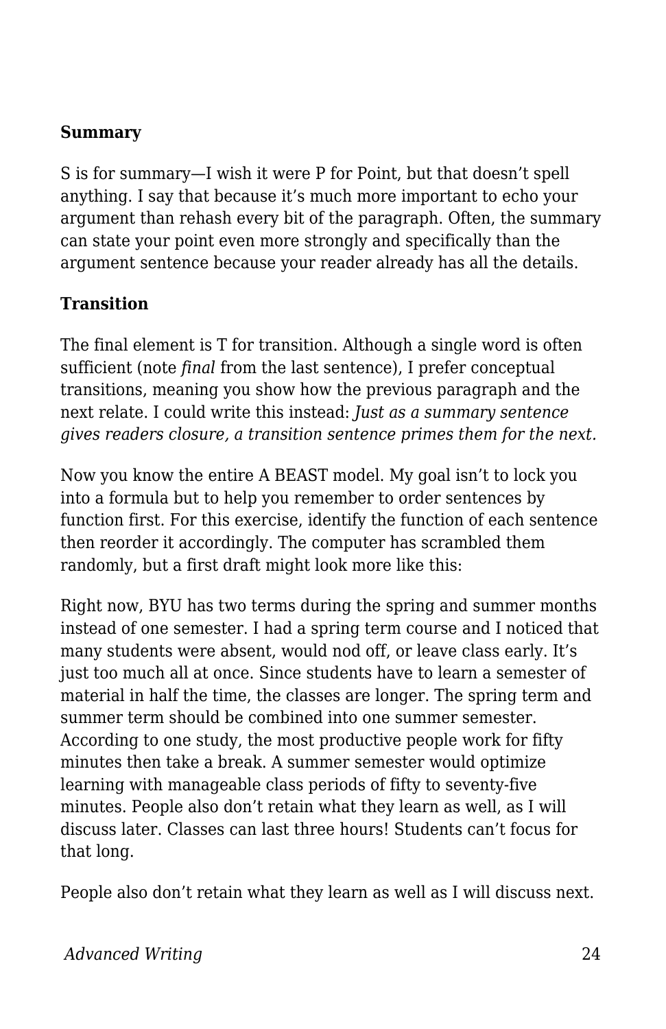**Summary**

S is for summary—I wish it were P for Point, but that doesn't spell anything. I say that because it's much more important to echo your argument than rehash every bit of the paragraph. Often, the summary can state your point even more strongly and specifically than the argument sentence because your reader already has all the details.

**Transition**

The final element is T for transition. Although a single word is often sufficient (note *final* from the last sentence), I prefer conceptual transitions, meaning you show how the previous paragraph and the next relate. I could write this instead: *Just as a summary sentence gives readers closure, a transition sentence primes them for the next.*

Now you know the entire A BEAST model. My goal isn't to lock you into a formula but to help you remember to order sentences by function first. For this exercise, identify the function of each sentence then reorder it accordingly. The computer has scrambled them randomly, but a first draft might look more like this:

Right now, BYU has two terms during the spring and summer months instead of one semester. I had a spring term course and I noticed that many students were absent, would nod off, or leave class early. It's just too much all at once. Since students have to learn a semester of material in half the time, the classes are longer. The spring term and summer term should be combined into one summer semester. According to one study, the most productive people work for fifty minutes then take a break. A summer semester would optimize learning with manageable class periods of fifty to seventy-five minutes. People also don't retain what they learn as well, as I will discuss later. Classes can last three hours! Students can't focus for that long.

People also don't retain what they learn as well as I will discuss next.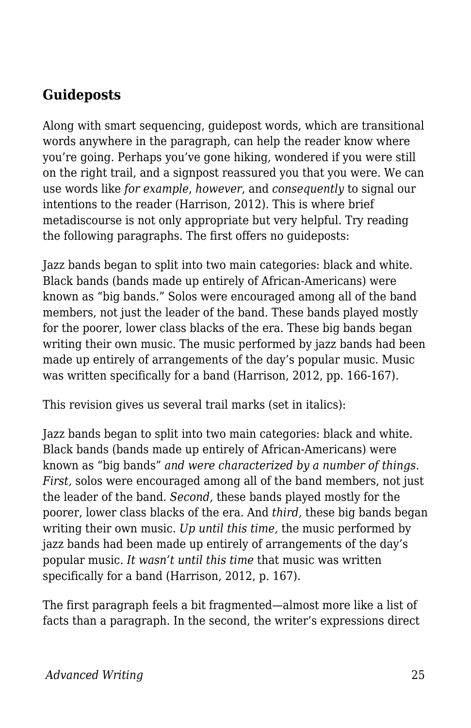## Guideposts

Along with smart sequencing, guidepost words, which are transitional words anywhere in the paragraph, can help the reader know where you're going. Perhaps you've gone hiking, wondered if you were still on the right trail, and a signpost reassured you that you were. We can use words like *for example*, *however*, and *consequently* to signal our intentions to the reader (Harrison, 2012). This is where brief metadiscourse is not only appropriate but very helpful. Try reading the following paragraphs. The first offers no guideposts:

Jazz bands began to split into two main categories: black and white. Black bands (bands made up entirely of African-Americans) were known as "big bands." Solos were encouraged among all of the band members, not just the leader of the band. These bands played mostly for the poorer, lower class blacks of the era. These big bands began writing their own music. The music performed by jazz bands had been made up entirely of arrangements of the day's popular music. Music was written specifically for a band (Harrison, 2012, pp. 166-167).

This revision gives us several trail marks (set in italics):

Jazz bands began to split into two main categories: black and white. Black bands (bands made up entirely of African-Americans) were known as "big bands" *and were characterized by a number of things. First,* solos were encouraged among all of the band members, not just the leader of the band. *Second,* these bands played mostly for the poorer, lower class blacks of the era. And *third,* these big bands began writing their own music. *Up until this time,* the music performed by jazz bands had been made up entirely of arrangements of the day's popular music. *It wasn't until this time* that music was written specifically for a band (Harrison, 2012, p. 167).

The first paragraph feels a bit fragmented—almost more like a list of facts than a paragraph. In the second, the writer's expressions direct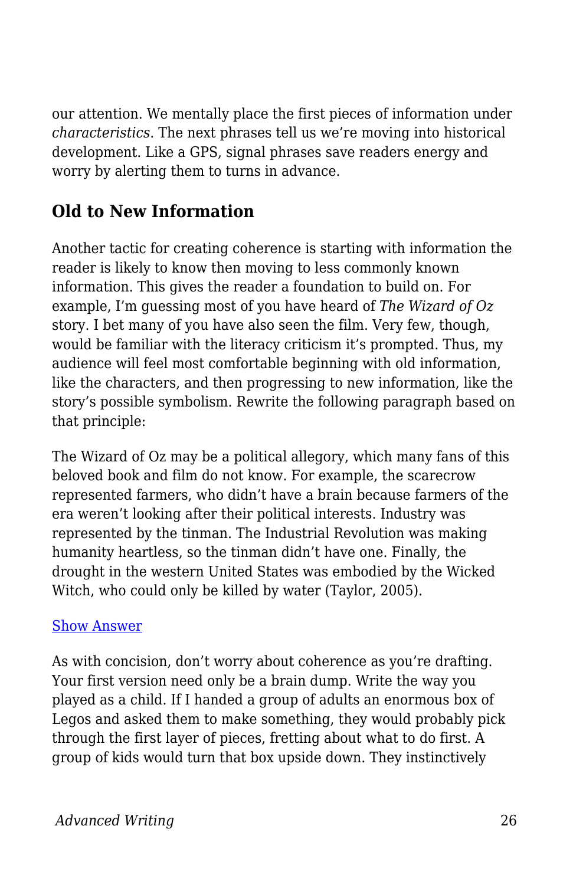our attention. We mentally place the first pieces of information under *characteristics*. The next phrases tell us we're moving into historical development. Like a GPS, signal phrases save readers energy and worry by alerting them to turns in advance.

## Old to New Information

Another tactic for creating coherence is starting with information the reader is likely to know then moving to less commonly known information. This gives the reader a foundation to build on. For example, I'm guessing most of you have heard of *The Wizard of Oz* story. I bet many of you have also seen the film. Very few, though, would be familiar with the literacy criticism it's prompted. Thus, my audience will feel most comfortable beginning with old information, like the characters, and then progressing to new information, like the story's possible symbolism. Rewrite the following paragraph based on that principle:

The Wizard of Oz may be a political allegory, which many fans of this beloved book and film do not know. For example, the scarecrow represented farmers, who didn't have a brain because farmers of the era weren't looking after their political interests. Industry was represented by the tinman. The Industrial Revolution was making humanity heartless, so the tinman didn't have one. Finally, the drought in the western United States was embodied by the Wicked Witch, who could only be killed by water (Taylor, 2005).

[Show Answer]

As with concision, don't worry about coherence as you're drafting. Your first version need only be a brain dump. Write the way you played as a child. If I handed a group of adults an enormous box of Legos and asked them to make something, they would probably pick through the first layer of pieces, fretting about what to do first. A group of kids would turn that box upside down. They instinctively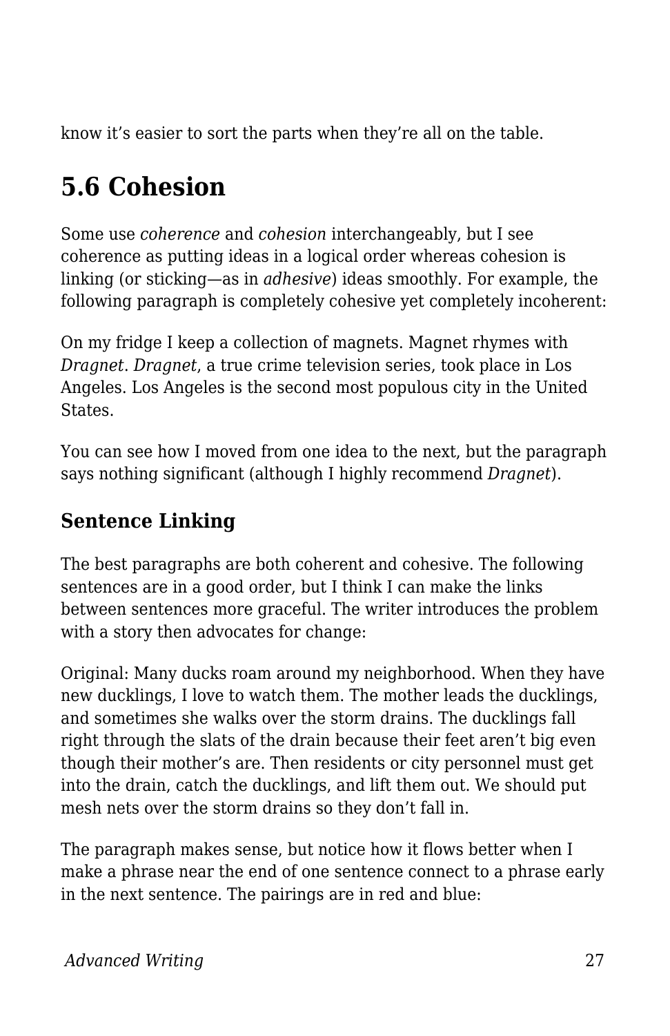know it’s easier to sort the parts when they’re all on the table.

## 5.6 Cohesion

Some use *coherence* and *cohesion* interchangeably, but I see coherence as putting ideas in a logical order whereas cohesion is linking (or sticking—as in *adhesive*) ideas smoothly. For example, the following paragraph is completely cohesive yet completely incoherent:

On my fridge I keep a collection of magnets. Magnet rhymes with *Dragnet*. *Dragnet*, a true crime television series, took place in Los Angeles. Los Angeles is the second most populous city in the United States.

You can see how I moved from one idea to the next, but the paragraph says nothing significant (although I highly recommend *Dragnet*).

### Sentence Linking

The best paragraphs are both coherent and cohesive. The following sentences are in a good order, but I think I can make the links between sentences more graceful. The writer introduces the problem with a story then advocates for change:

Original: Many ducks roam around my neighborhood. When they have new ducklings, I love to watch them. The mother leads the ducklings, and sometimes she walks over the storm drains. The ducklings fall right through the slats of the drain because their feet aren’t big even though their mother’s are. Then residents or city personnel must get into the drain, catch the ducklings, and lift them out. We should put mesh nets over the storm drains so they don’t fall in.

The paragraph makes sense, but notice how it flows better when I make a phrase near the end of one sentence connect to a phrase early in the next sentence. The pairings are in red and blue: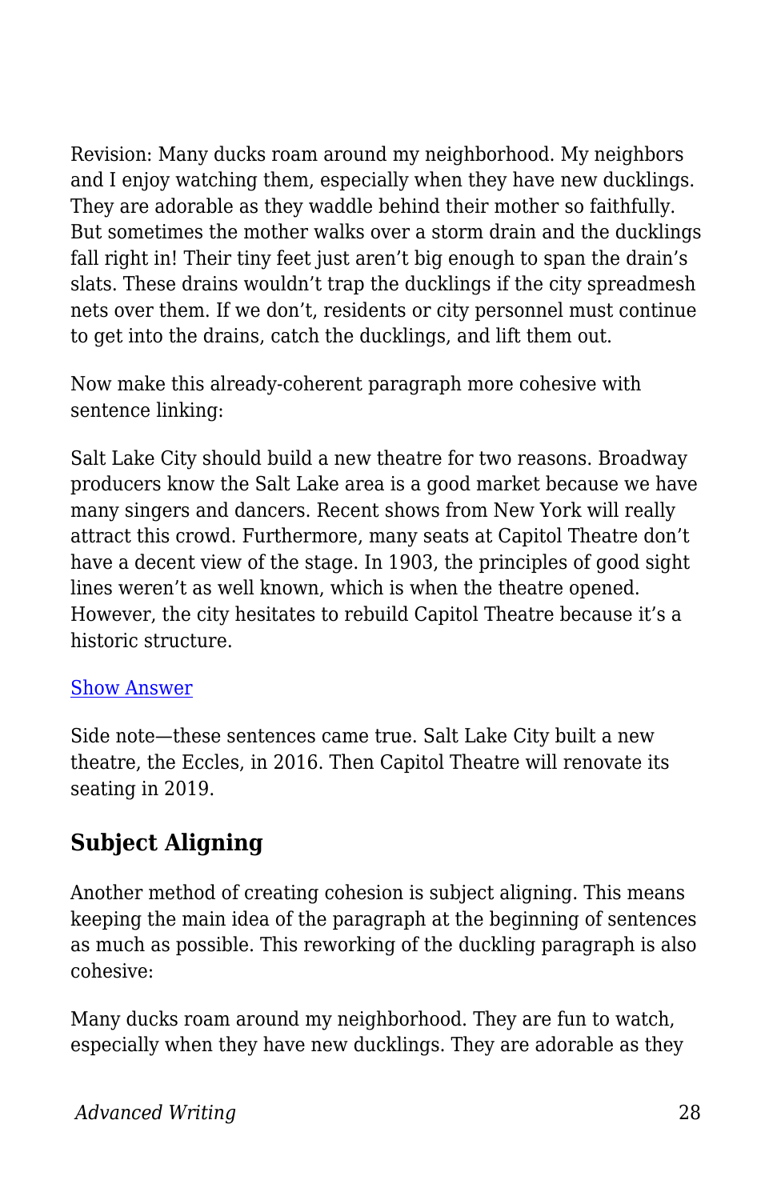Revision: Many ducks roam around my neighborhood. My neighbors and I enjoy watching them, especially when they have new ducklings. They are adorable as they waddle behind their mother so faithfully. But sometimes the mother walks over a storm drain and the ducklings fall right in! Their tiny feet just aren't big enough to span the drain's slats. These drains wouldn't trap the ducklings if the city spreadmesh nets over them. If we don't, residents or city personnel must continue to get into the drains, catch the ducklings, and lift them out.

Now make this already-coherent paragraph more cohesive with sentence linking:

Salt Lake City should build a new theatre for two reasons. Broadway producers know the Salt Lake area is a good market because we have many singers and dancers. Recent shows from New York will really attract this crowd. Furthermore, many seats at Capitol Theatre don't have a decent view of the stage. In 1903, the principles of good sight lines weren't as well known, which is when the theatre opened. However, the city hesitates to rebuild Capitol Theatre because it's a historic structure.

[Show Answer]

Side note—these sentences came true. Salt Lake City built a new theatre, the Eccles, in 2016. Then Capitol Theatre will renovate its seating in 2019.

## Subject Aligning

Another method of creating cohesion is subject aligning. This means keeping the main idea of the paragraph at the beginning of sentences as much as possible. This reworking of the duckling paragraph is also cohesive:

Many ducks roam around my neighborhood. They are fun to watch, especially when they have new ducklings. They are adorable as they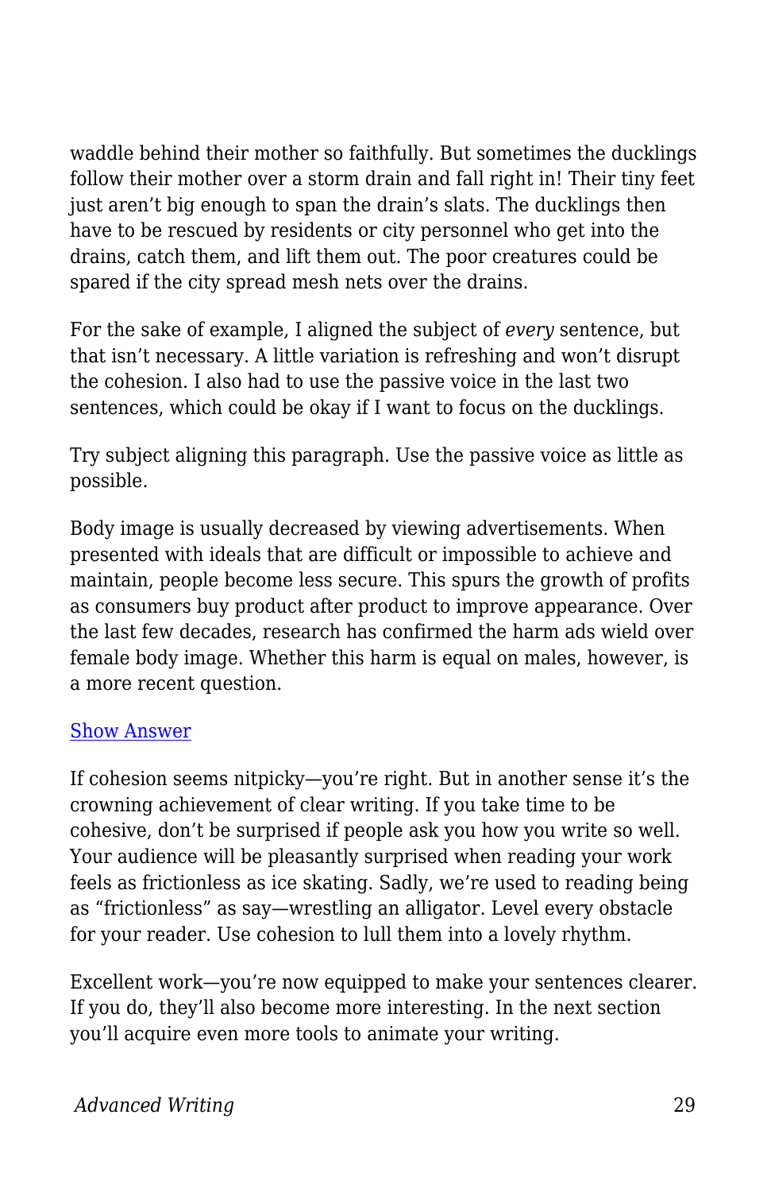waddle behind their mother so faithfully. But sometimes the ducklings follow their mother over a storm drain and fall right in! Their tiny feet just aren't big enough to span the drain's slats. The ducklings then have to be rescued by residents or city personnel who get into the drains, catch them, and lift them out. The poor creatures could be spared if the city spread mesh nets over the drains.

For the sake of example, I aligned the subject of *every* sentence, but that isn't necessary. A little variation is refreshing and won't disrupt the cohesion. I also had to use the passive voice in the last two sentences, which could be okay if I want to focus on the ducklings.

Try subject aligning this paragraph. Use the passive voice as little as possible.

Body image is usually decreased by viewing advertisements. When presented with ideals that are difficult or impossible to achieve and maintain, people become less secure. This spurs the growth of profits as consumers buy product after product to improve appearance. Over the last few decades, research has confirmed the harm ads wield over female body image. Whether this harm is equal on males, however, is a more recent question.

Show Answer

If cohesion seems nitpicky—you're right. But in another sense it's the crowning achievement of clear writing. If you take time to be cohesive, don't be surprised if people ask you how you write so well. Your audience will be pleasantly surprised when reading your work feels as frictionless as ice skating. Sadly, we're used to reading being as "frictionless" as say—wrestling an alligator. Level every obstacle for your reader. Use cohesion to lull them into a lovely rhythm.

Excellent work—you're now equipped to make your sentences clearer. If you do, they'll also become more interesting. In the next section you'll acquire even more tools to animate your writing.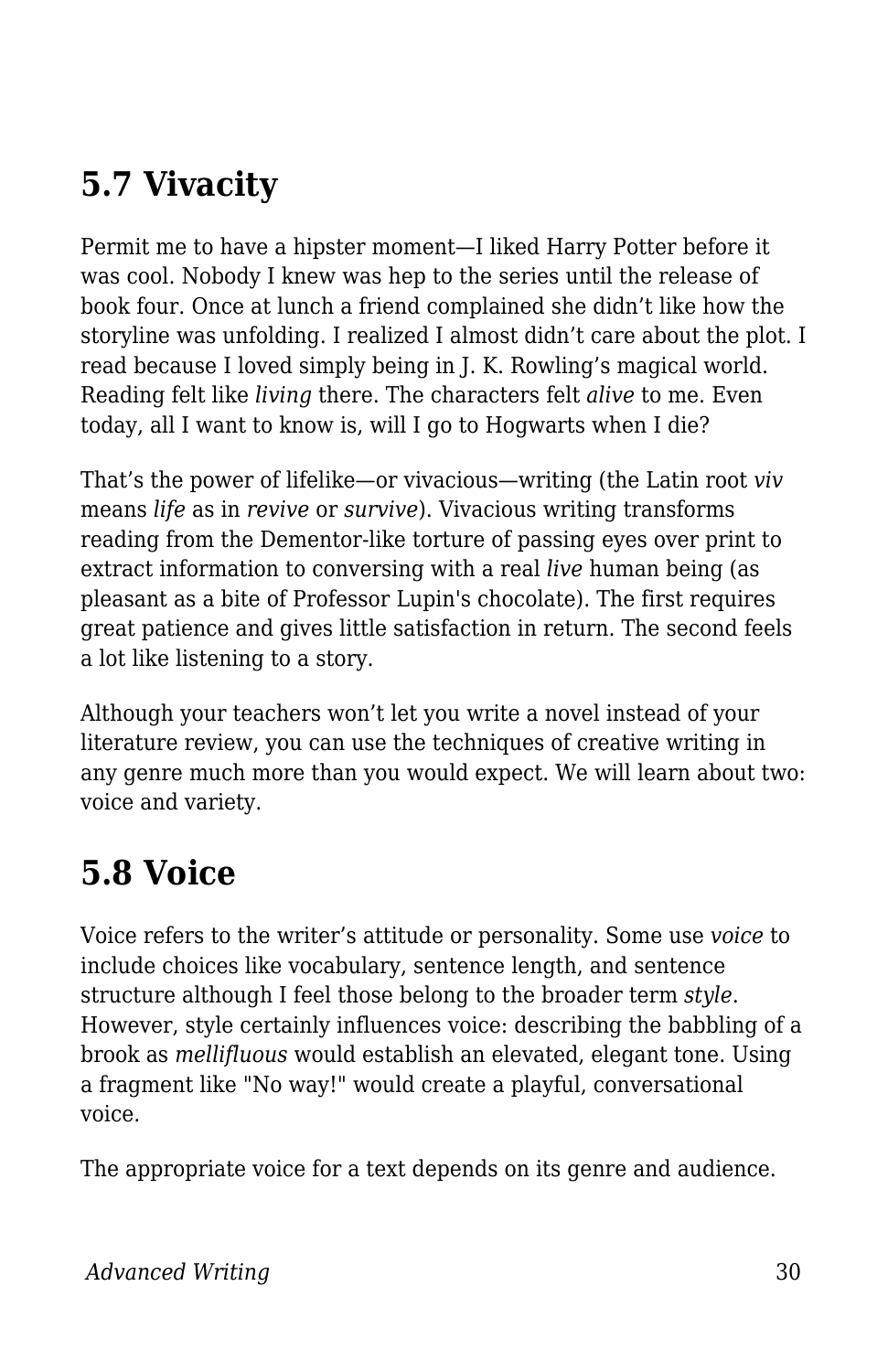## 5.7 Vivacity

Permit me to have a hipster moment—I liked Harry Potter before it was cool. Nobody I knew was hep to the series until the release of book four. Once at lunch a friend complained she didn't like how the storyline was unfolding. I realized I almost didn't care about the plot. I read because I loved simply being in J. K. Rowling's magical world. Reading felt like *living* there. The characters felt *alive* to me. Even today, all I want to know is, will I go to Hogwarts when I die?

That's the power of lifelike—or vivacious—writing (the Latin root *viv* means *life* as in *revive* or *survive*). Vivacious writing transforms reading from the Dementor-like torture of passing eyes over print to extract information to conversing with a real *live* human being (as pleasant as a bite of Professor Lupin's chocolate). The first requires great patience and gives little satisfaction in return. The second feels a lot like listening to a story.

Although your teachers won't let you write a novel instead of your literature review, you can use the techniques of creative writing in any genre much more than you would expect. We will learn about two: voice and variety.

## 5.8 Voice

Voice refers to the writer's attitude or personality. Some use *voice* to include choices like vocabulary, sentence length, and sentence structure although I feel those belong to the broader term *style*. However, style certainly influences voice: describing the babbling of a brook as *mellifluous* would establish an elevated, elegant tone. Using a fragment like "No way!" would create a playful, conversational voice.

The appropriate voice for a text depends on its genre and audience.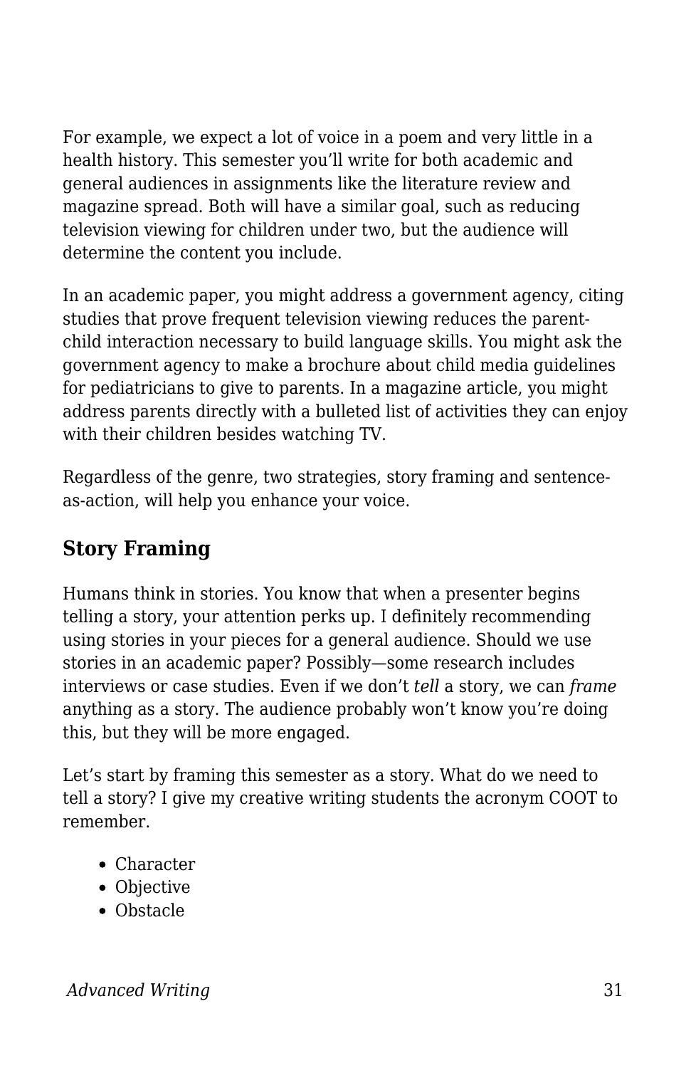For example, we expect a lot of voice in a poem and very little in a health history. This semester you'll write for both academic and general audiences in assignments like the literature review and magazine spread. Both will have a similar goal, such as reducing television viewing for children under two, but the audience will determine the content you include.

In an academic paper, you might address a government agency, citing studies that prove frequent television viewing reduces the parent-child interaction necessary to build language skills. You might ask the government agency to make a brochure about child media guidelines for pediatricians to give to parents. In a magazine article, you might address parents directly with a bulleted list of activities they can enjoy with their children besides watching TV.

Regardless of the genre, two strategies, story framing and sentence-as-action, will help you enhance your voice.

## Story Framing

Humans think in stories. You know that when a presenter begins telling a story, your attention perks up. I definitely recommending using stories in your pieces for a general audience. Should we use stories in an academic paper? Possibly—some research includes interviews or case studies. Even if we don't *tell* a story, we can *frame* anything as a story. The audience probably won't know you're doing this, but they will be more engaged.

Let's start by framing this semester as a story. What do we need to tell a story? I give my creative writing students the acronym COOT to remember.

- Character
- Objective
- Obstacle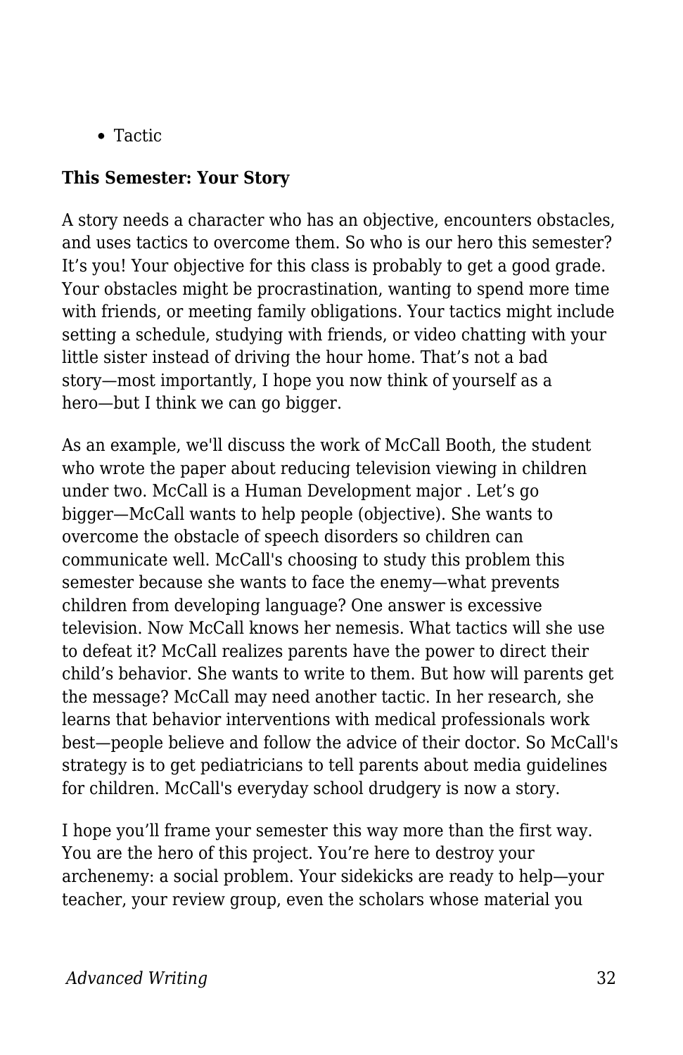- Tactic

**This Semester: Your Story**

A story needs a character who has an objective, encounters obstacles, and uses tactics to overcome them. So who is our hero this semester? It’s you! Your objective for this class is probably to get a good grade. Your obstacles might be procrastination, wanting to spend more time with friends, or meeting family obligations. Your tactics might include setting a schedule, studying with friends, or video chatting with your little sister instead of driving the hour home. That’s not a bad story—most importantly, I hope you now think of yourself as a hero—but I think we can go bigger.

As an example, we'll discuss the work of McCall Booth, the student who wrote the paper about reducing television viewing in children under two. McCall is a Human Development major . Let’s go bigger—McCall wants to help people (objective). She wants to overcome the obstacle of speech disorders so children can communicate well. McCall's choosing to study this problem this semester because she wants to face the enemy—what prevents children from developing language? One answer is excessive television. Now McCall knows her nemesis. What tactics will she use to defeat it? McCall realizes parents have the power to direct their child’s behavior. She wants to write to them. But how will parents get the message? McCall may need another tactic. In her research, she learns that behavior interventions with medical professionals work best—people believe and follow the advice of their doctor. So McCall's strategy is to get pediatricians to tell parents about media guidelines for children. McCall's everyday school drudgery is now a story.

I hope you’ll frame your semester this way more than the first way. You are the hero of this project. You’re here to destroy your archenemy: a social problem. Your sidekicks are ready to help—your teacher, your review group, even the scholars whose material you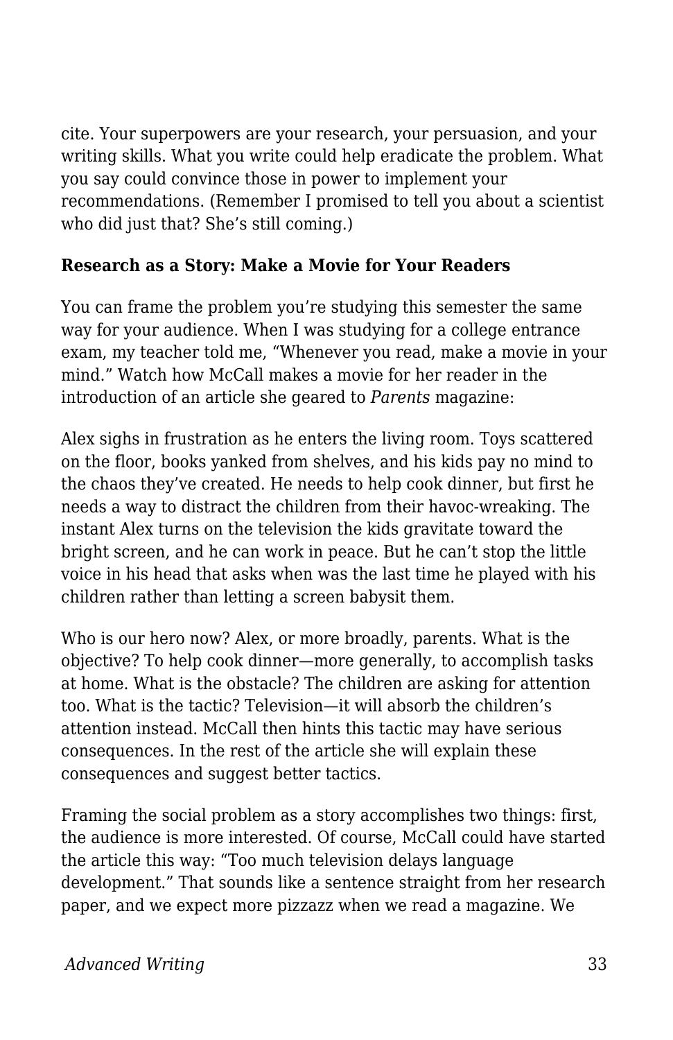cite. Your superpowers are your research, your persuasion, and your writing skills. What you write could help eradicate the problem. What you say could convince those in power to implement your recommendations. (Remember I promised to tell you about a scientist who did just that? She's still coming.)

**Research as a Story: Make a Movie for Your Readers**

You can frame the problem you're studying this semester the same way for your audience. When I was studying for a college entrance exam, my teacher told me, "Whenever you read, make a movie in your mind." Watch how McCall makes a movie for her reader in the introduction of an article she geared to *Parents* magazine:

Alex sighs in frustration as he enters the living room. Toys scattered on the floor, books yanked from shelves, and his kids pay no mind to the chaos they've created. He needs to help cook dinner, but first he needs a way to distract the children from their havoc-wreaking. The instant Alex turns on the television the kids gravitate toward the bright screen, and he can work in peace. But he can't stop the little voice in his head that asks when was the last time he played with his children rather than letting a screen babysit them.

Who is our hero now? Alex, or more broadly, parents. What is the objective? To help cook dinner—more generally, to accomplish tasks at home. What is the obstacle? The children are asking for attention too. What is the tactic? Television—it will absorb the children's attention instead. McCall then hints this tactic may have serious consequences. In the rest of the article she will explain these consequences and suggest better tactics.

Framing the social problem as a story accomplishes two things: first, the audience is more interested. Of course, McCall could have started the article this way: "Too much television delays language development." That sounds like a sentence straight from her research paper, and we expect more pizzazz when we read a magazine. We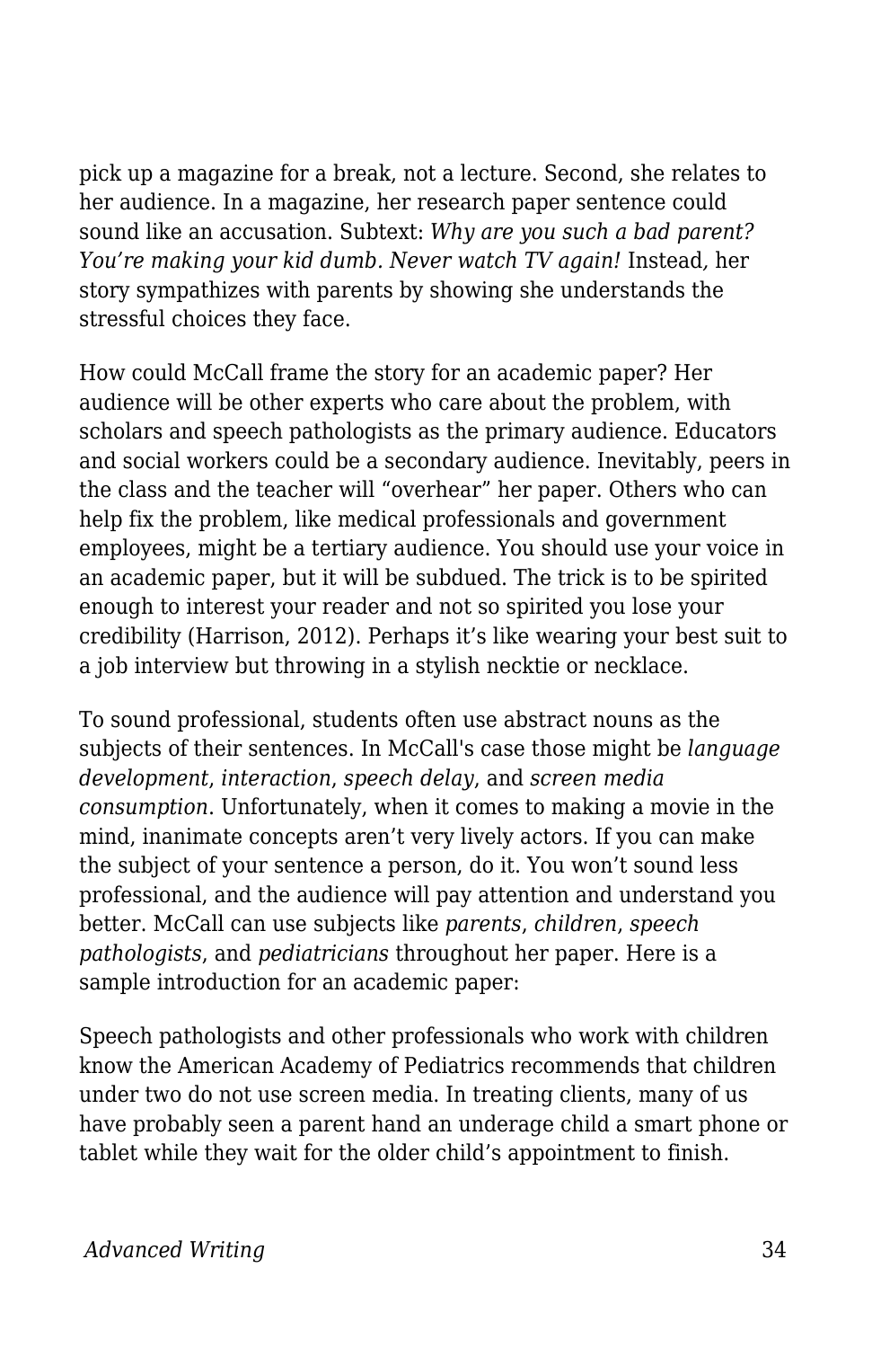pick up a magazine for a break, not a lecture. Second, she relates to her audience. In a magazine, her research paper sentence could sound like an accusation. Subtext: *Why are you such a bad parent? You're making your kid dumb. Never watch TV again!* Instead, her story sympathizes with parents by showing she understands the stressful choices they face.

How could McCall frame the story for an academic paper? Her audience will be other experts who care about the problem, with scholars and speech pathologists as the primary audience. Educators and social workers could be a secondary audience. Inevitably, peers in the class and the teacher will "overhear" her paper. Others who can help fix the problem, like medical professionals and government employees, might be a tertiary audience. You should use your voice in an academic paper, but it will be subdued. The trick is to be spirited enough to interest your reader and not so spirited you lose your credibility (Harrison, 2012). Perhaps it's like wearing your best suit to a job interview but throwing in a stylish necktie or necklace.

To sound professional, students often use abstract nouns as the subjects of their sentences. In McCall's case those might be *language development*, *interaction*, *speech delay*, and *screen media consumption*. Unfortunately, when it comes to making a movie in the mind, inanimate concepts aren't very lively actors. If you can make the subject of your sentence a person, do it. You won't sound less professional, and the audience will pay attention and understand you better. McCall can use subjects like *parents*, *children*, *speech pathologists*, and *pediatricians* throughout her paper. Here is a sample introduction for an academic paper:

Speech pathologists and other professionals who work with children know the American Academy of Pediatrics recommends that children under two do not use screen media. In treating clients, many of us have probably seen a parent hand an underage child a smart phone or tablet while they wait for the older child's appointment to finish.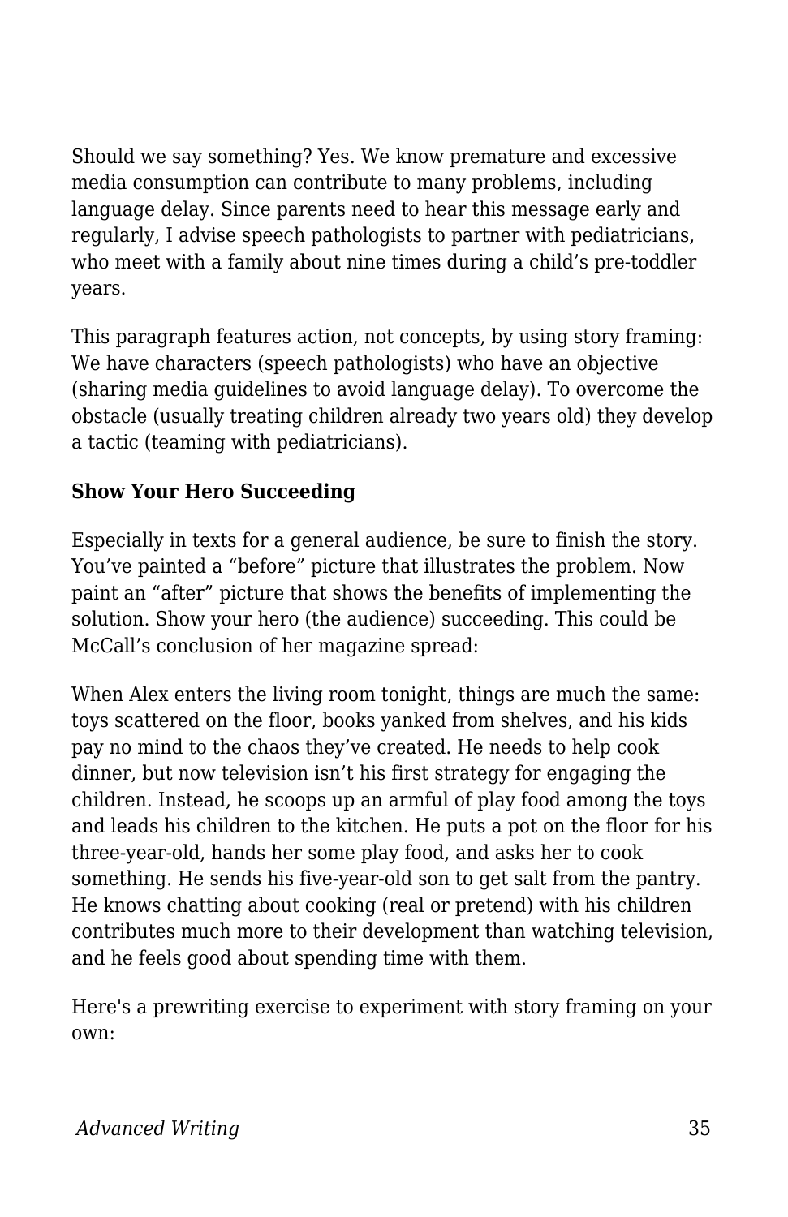Should we say something? Yes. We know premature and excessive media consumption can contribute to many problems, including language delay. Since parents need to hear this message early and regularly, I advise speech pathologists to partner with pediatricians, who meet with a family about nine times during a child's pre-toddler years.

This paragraph features action, not concepts, by using story framing: We have characters (speech pathologists) who have an objective (sharing media guidelines to avoid language delay). To overcome the obstacle (usually treating children already two years old) they develop a tactic (teaming with pediatricians).

**Show Your Hero Succeeding**

Especially in texts for a general audience, be sure to finish the story. You've painted a "before" picture that illustrates the problem. Now paint an "after" picture that shows the benefits of implementing the solution. Show your hero (the audience) succeeding. This could be McCall's conclusion of her magazine spread:

When Alex enters the living room tonight, things are much the same: toys scattered on the floor, books yanked from shelves, and his kids pay no mind to the chaos they've created. He needs to help cook dinner, but now television isn't his first strategy for engaging the children. Instead, he scoops up an armful of play food among the toys and leads his children to the kitchen. He puts a pot on the floor for his three-year-old, hands her some play food, and asks her to cook something. He sends his five-year-old son to get salt from the pantry. He knows chatting about cooking (real or pretend) with his children contributes much more to their development than watching television, and he feels good about spending time with them.

Here's a prewriting exercise to experiment with story framing on your own: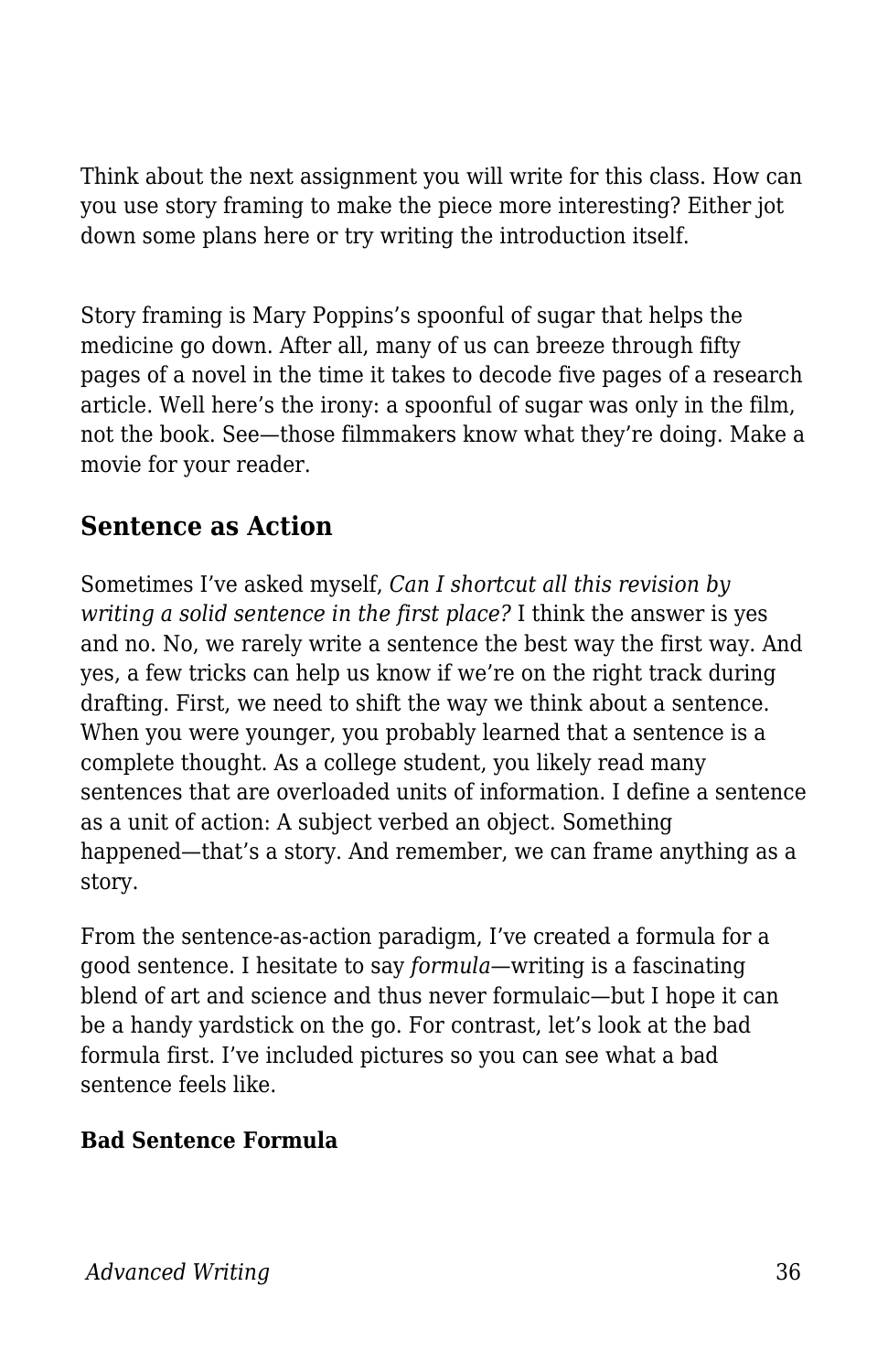Think about the next assignment you will write for this class. How can you use story framing to make the piece more interesting? Either jot down some plans here or try writing the introduction itself.

Story framing is Mary Poppins's spoonful of sugar that helps the medicine go down. After all, many of us can breeze through fifty pages of a novel in the time it takes to decode five pages of a research article. Well here's the irony: a spoonful of sugar was only in the film, not the book. See—those filmmakers know what they're doing. Make a movie for your reader.

## Sentence as Action

Sometimes I've asked myself, *Can I shortcut all this revision by writing a solid sentence in the first place?* I think the answer is yes and no. No, we rarely write a sentence the best way the first way. And yes, a few tricks can help us know if we're on the right track during drafting. First, we need to shift the way we think about a sentence. When you were younger, you probably learned that a sentence is a complete thought. As a college student, you likely read many sentences that are overloaded units of information. I define a sentence as a unit of action: A subject verbed an object. Something happened—that's a story. And remember, we can frame anything as a story.

From the sentence-as-action paradigm, I've created a formula for a good sentence. I hesitate to say *formula*—writing is a fascinating blend of art and science and thus never formulaic—but I hope it can be a handy yardstick on the go. For contrast, let's look at the bad formula first. I've included pictures so you can see what a bad sentence feels like.

**Bad Sentence Formula**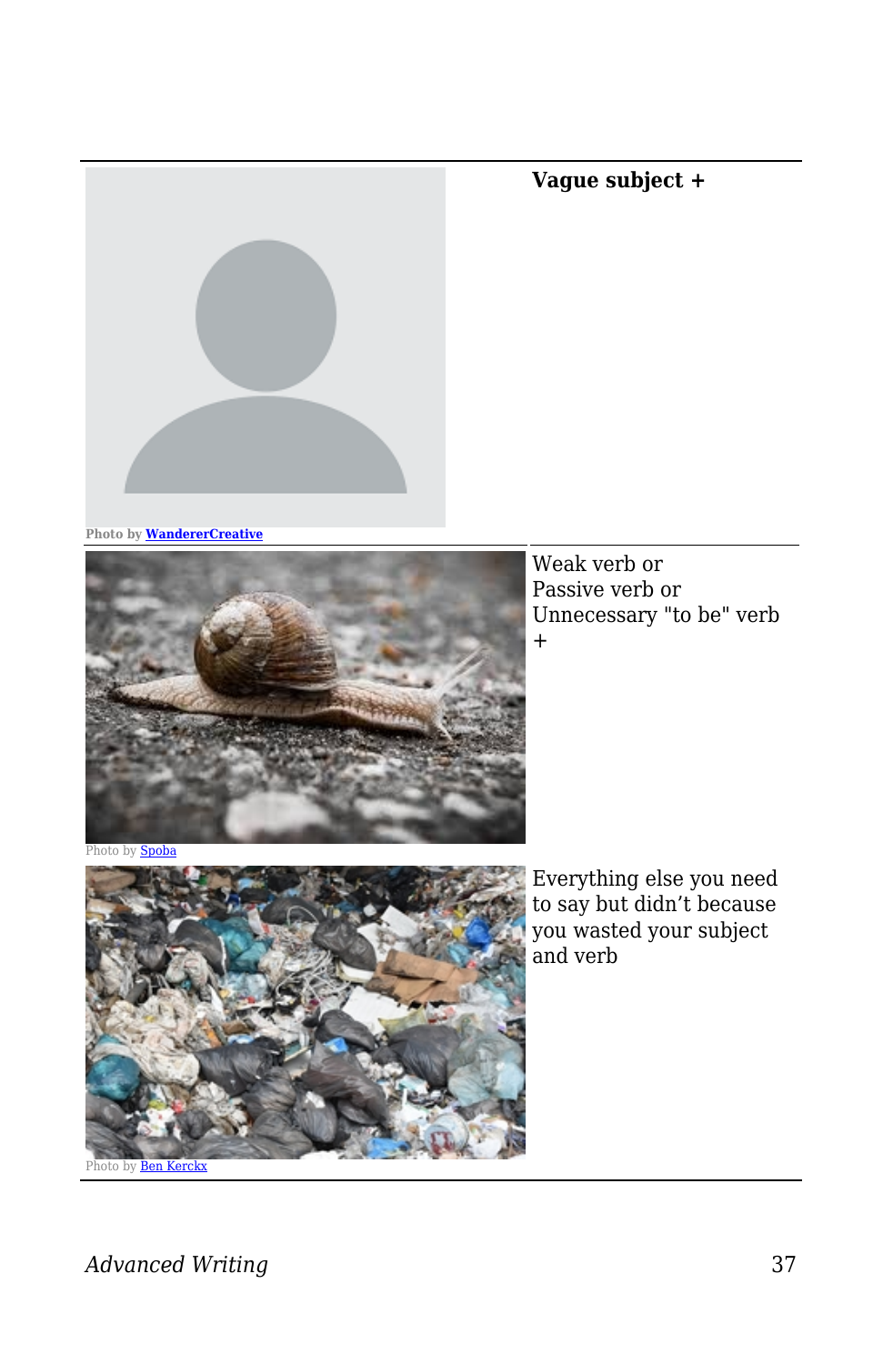| | |
|---|---|
| Photo by WandererCreative | **Vague subject +** |
| Photo by Spoba | Weak verb or Passive verb or Unnecessary "to be" verb + |
| Photo by Ben Kerckx | Everything else you need to say but didn't because you wasted your subject and verb |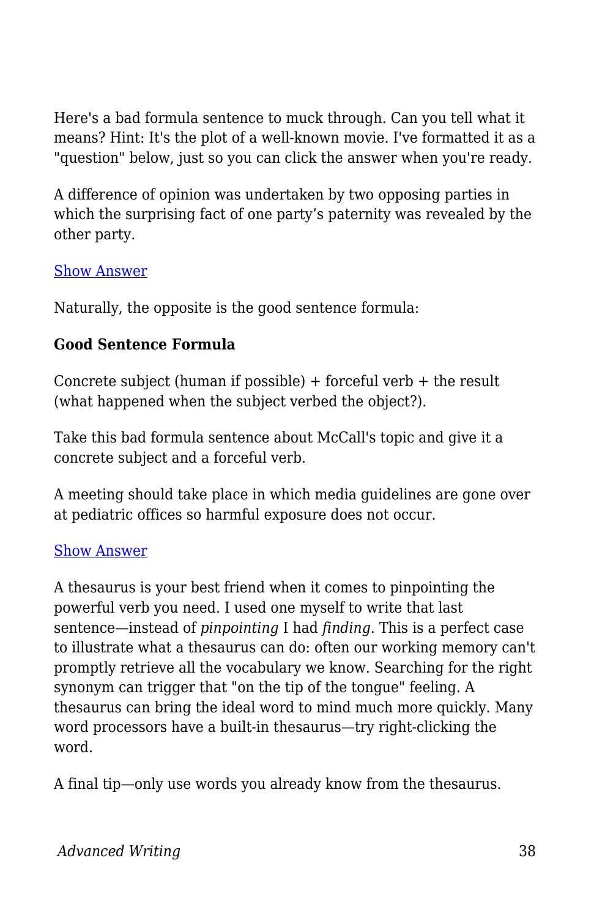Here's a bad formula sentence to muck through. Can you tell what it means? Hint: It's the plot of a well-known movie. I've formatted it as a "question" below, just so you can click the answer when you're ready.

A difference of opinion was undertaken by two opposing parties in which the surprising fact of one party's paternity was revealed by the other party.

Show Answer

Naturally, the opposite is the good sentence formula:

**Good Sentence Formula**

Concrete subject (human if possible) + forceful verb + the result (what happened when the subject verbed the object?).

Take this bad formula sentence about McCall's topic and give it a concrete subject and a forceful verb.

A meeting should take place in which media guidelines are gone over at pediatric offices so harmful exposure does not occur.

Show Answer

A thesaurus is your best friend when it comes to pinpointing the powerful verb you need. I used one myself to write that last sentence—instead of *pinpointing* I had *finding*. This is a perfect case to illustrate what a thesaurus can do: often our working memory can't promptly retrieve all the vocabulary we know. Searching for the right synonym can trigger that "on the tip of the tongue" feeling. A thesaurus can bring the ideal word to mind much more quickly. Many word processors have a built-in thesaurus—try right-clicking the word.

A final tip—only use words you already know from the thesaurus.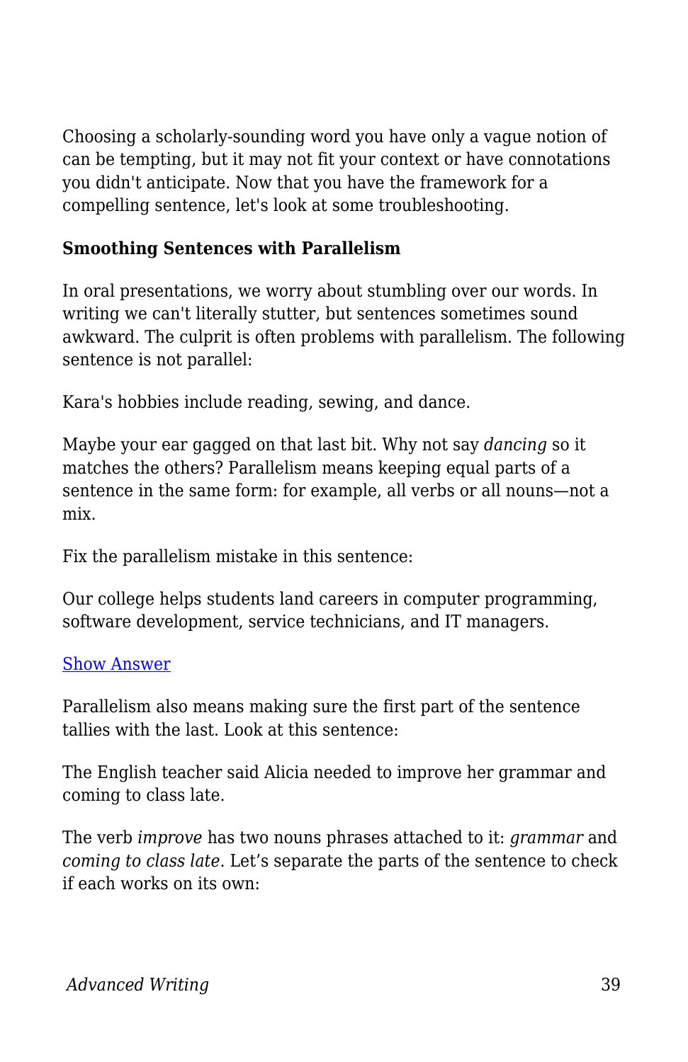Choosing a scholarly-sounding word you have only a vague notion of can be tempting, but it may not fit your context or have connotations you didn't anticipate. Now that you have the framework for a compelling sentence, let's look at some troubleshooting.

**Smoothing Sentences with Parallelism**

In oral presentations, we worry about stumbling over our words. In writing we can't literally stutter, but sentences sometimes sound awkward. The culprit is often problems with parallelism. The following sentence is not parallel:

Kara's hobbies include reading, sewing, and dance.

Maybe your ear gagged on that last bit. Why not say *dancing* so it matches the others? Parallelism means keeping equal parts of a sentence in the same form: for example, all verbs or all nouns—not a mix.

Fix the parallelism mistake in this sentence:

Our college helps students land careers in computer programming, software development, service technicians, and IT managers.

Show Answer

Parallelism also means making sure the first part of the sentence tallies with the last. Look at this sentence:

The English teacher said Alicia needed to improve her grammar and coming to class late.

The verb *improve* has two nouns phrases attached to it: *grammar* and *coming to class late*. Let's separate the parts of the sentence to check if each works on its own: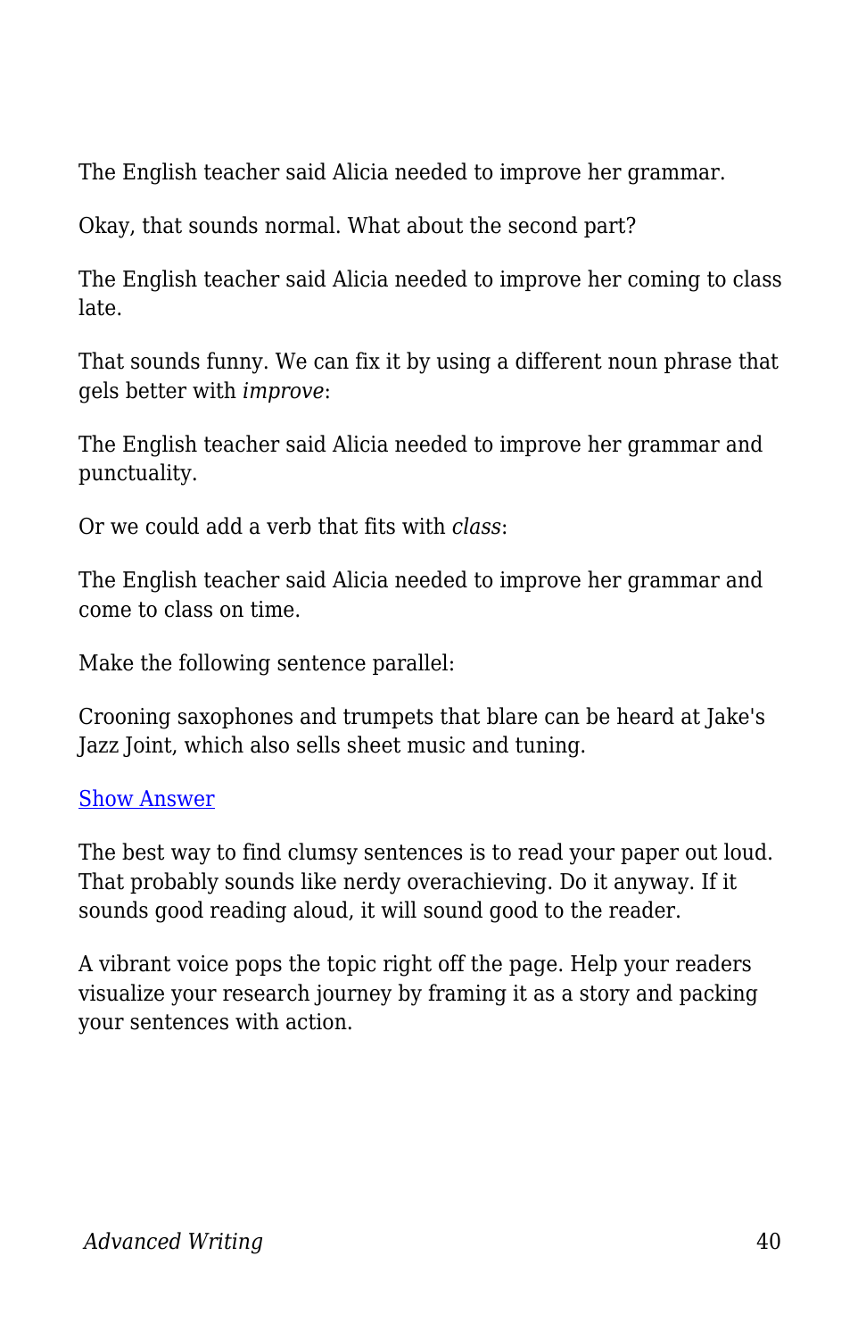The English teacher said Alicia needed to improve her grammar.

Okay, that sounds normal. What about the second part?

The English teacher said Alicia needed to improve her coming to class late.

That sounds funny. We can fix it by using a different noun phrase that gels better with *improve*:

The English teacher said Alicia needed to improve her grammar and punctuality.

Or we could add a verb that fits with *class*:

The English teacher said Alicia needed to improve her grammar and come to class on time.

Make the following sentence parallel:

Crooning saxophones and trumpets that blare can be heard at Jake's Jazz Joint, which also sells sheet music and tuning.

Show Answer

The best way to find clumsy sentences is to read your paper out loud. That probably sounds like nerdy overachieving. Do it anyway. If it sounds good reading aloud, it will sound good to the reader.

A vibrant voice pops the topic right off the page. Help your readers visualize your research journey by framing it as a story and packing your sentences with action.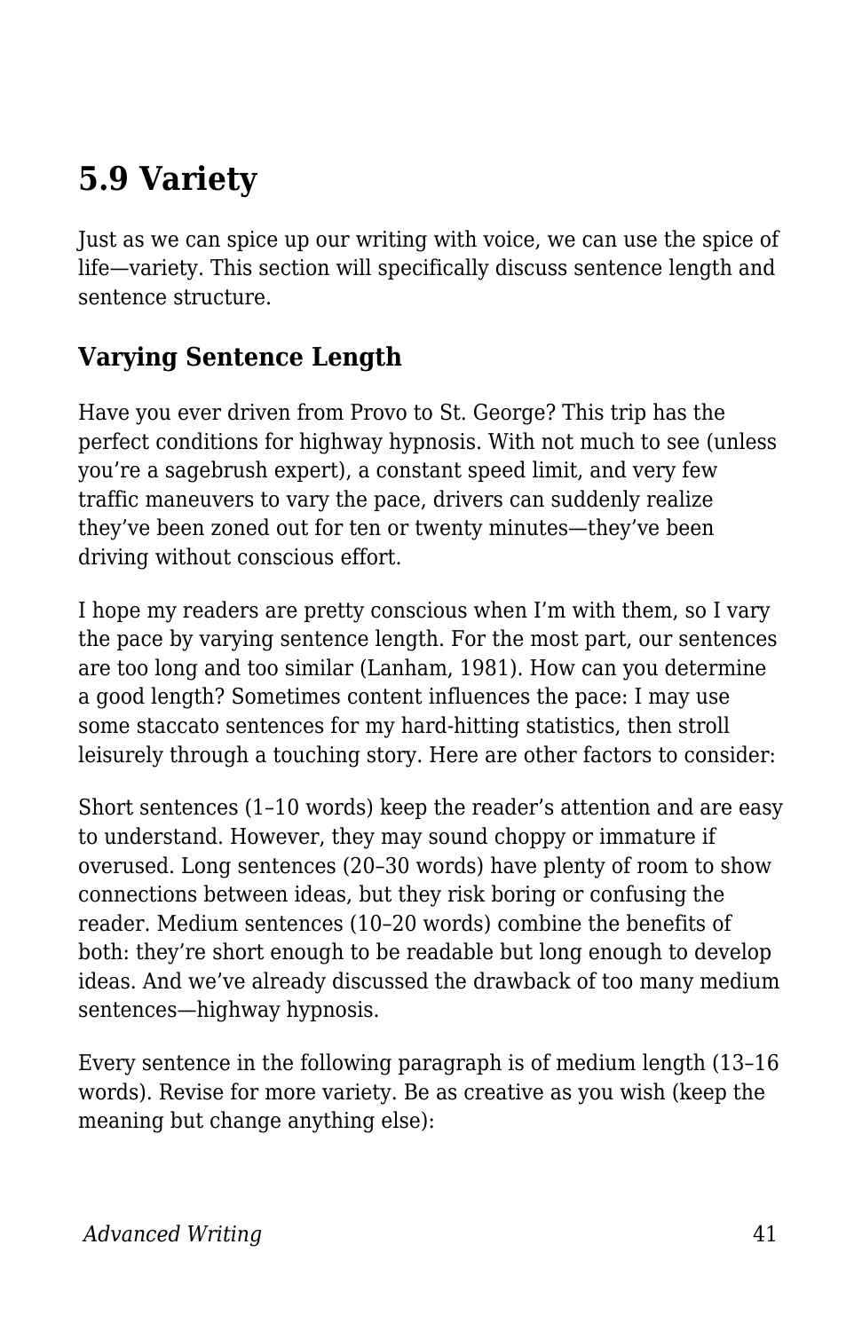## 5.9 Variety

Just as we can spice up our writing with voice, we can use the spice of life—variety. This section will specifically discuss sentence length and sentence structure.

### Varying Sentence Length

Have you ever driven from Provo to St. George? This trip has the perfect conditions for highway hypnosis. With not much to see (unless you're a sagebrush expert), a constant speed limit, and very few traffic maneuvers to vary the pace, drivers can suddenly realize they've been zoned out for ten or twenty minutes—they've been driving without conscious effort.

I hope my readers are pretty conscious when I'm with them, so I vary the pace by varying sentence length. For the most part, our sentences are too long and too similar (Lanham, 1981). How can you determine a good length? Sometimes content influences the pace: I may use some staccato sentences for my hard-hitting statistics, then stroll leisurely through a touching story. Here are other factors to consider:

Short sentences (1–10 words) keep the reader's attention and are easy to understand. However, they may sound choppy or immature if overused. Long sentences (20–30 words) have plenty of room to show connections between ideas, but they risk boring or confusing the reader. Medium sentences (10–20 words) combine the benefits of both: they're short enough to be readable but long enough to develop ideas. And we've already discussed the drawback of too many medium sentences—highway hypnosis.

Every sentence in the following paragraph is of medium length (13–16 words). Revise for more variety. Be as creative as you wish (keep the meaning but change anything else):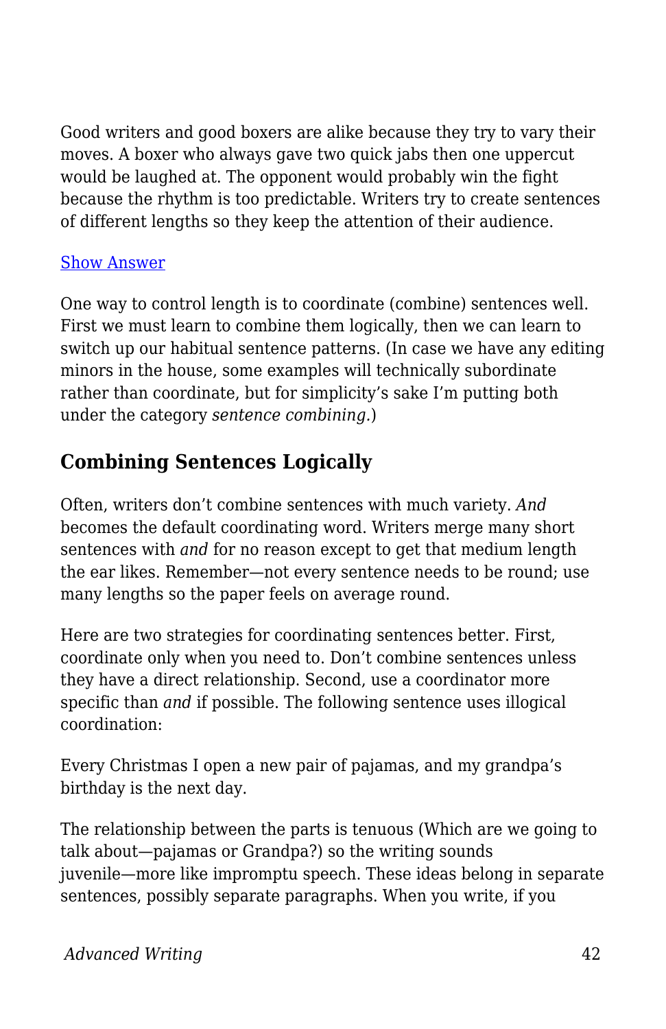Good writers and good boxers are alike because they try to vary their moves. A boxer who always gave two quick jabs then one uppercut would be laughed at. The opponent would probably win the fight because the rhythm is too predictable. Writers try to create sentences of different lengths so they keep the attention of their audience.

Show Answer

One way to control length is to coordinate (combine) sentences well. First we must learn to combine them logically, then we can learn to switch up our habitual sentence patterns. (In case we have any editing minors in the house, some examples will technically subordinate rather than coordinate, but for simplicity's sake I'm putting both under the category *sentence combining.*)

## Combining Sentences Logically

Often, writers don't combine sentences with much variety. *And* becomes the default coordinating word. Writers merge many short sentences with *and* for no reason except to get that medium length the ear likes. Remember—not every sentence needs to be round; use many lengths so the paper feels on average round.

Here are two strategies for coordinating sentences better. First, coordinate only when you need to. Don't combine sentences unless they have a direct relationship. Second, use a coordinator more specific than *and* if possible. The following sentence uses illogical coordination:

Every Christmas I open a new pair of pajamas, and my grandpa's birthday is the next day.

The relationship between the parts is tenuous (Which are we going to talk about—pajamas or Grandpa?) so the writing sounds juvenile—more like impromptu speech. These ideas belong in separate sentences, possibly separate paragraphs. When you write, if you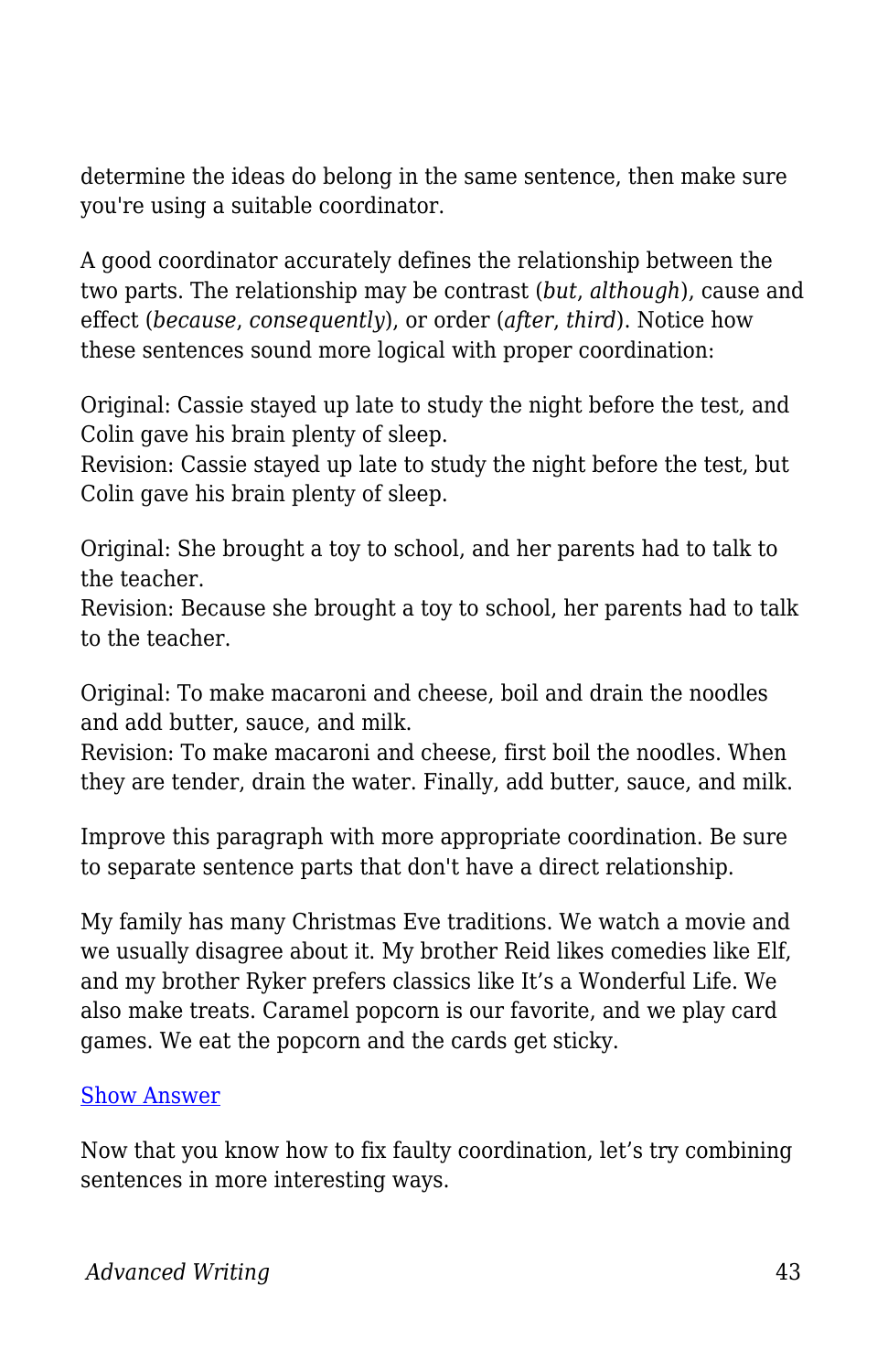determine the ideas do belong in the same sentence, then make sure you're using a suitable coordinator.

A good coordinator accurately defines the relationship between the two parts. The relationship may be contrast (*but*, *although*), cause and effect (*because*, *consequently*), or order (*after*, *third*). Notice how these sentences sound more logical with proper coordination:

Original: Cassie stayed up late to study the night before the test, and Colin gave his brain plenty of sleep.
Revision: Cassie stayed up late to study the night before the test, but Colin gave his brain plenty of sleep.

Original: She brought a toy to school, and her parents had to talk to the teacher.
Revision: Because she brought a toy to school, her parents had to talk to the teacher.

Original: To make macaroni and cheese, boil and drain the noodles and add butter, sauce, and milk.
Revision: To make macaroni and cheese, first boil the noodles. When they are tender, drain the water. Finally, add butter, sauce, and milk.

Improve this paragraph with more appropriate coordination. Be sure to separate sentence parts that don't have a direct relationship.

My family has many Christmas Eve traditions. We watch a movie and we usually disagree about it. My brother Reid likes comedies like Elf, and my brother Ryker prefers classics like It's a Wonderful Life. We also make treats. Caramel popcorn is our favorite, and we play card games. We eat the popcorn and the cards get sticky.

Show Answer

Now that you know how to fix faulty coordination, let's try combining sentences in more interesting ways.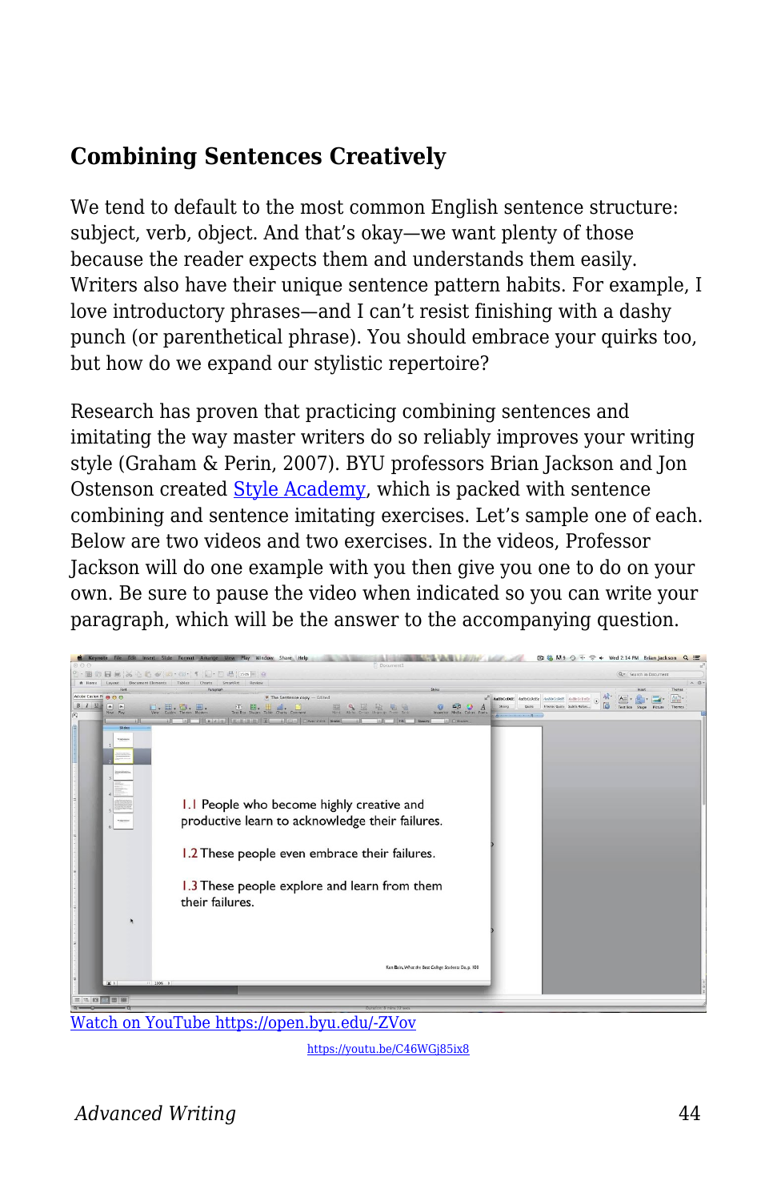## Combining Sentences Creatively

We tend to default to the most common English sentence structure: subject, verb, object. And that's okay—we want plenty of those because the reader expects them and understands them easily. Writers also have their unique sentence pattern habits. For example, I love introductory phrases—and I can't resist finishing with a dashy punch (or parenthetical phrase). You should embrace your quirks too, but how do we expand our stylistic repertoire?

Research has proven that practicing combining sentences and imitating the way master writers do so reliably improves your writing style (Graham & Perin, 2007). BYU professors Brian Jackson and Jon Ostenson created [Style Academy](), which is packed with sentence combining and sentence imitating exercises. Let's sample one of each. Below are two videos and two exercises. In the videos, Professor Jackson will do one example with you then give you one to do on your own. Be sure to pause the video when indicated so you can write your paragraph, which will be the answer to the accompanying question.

1.1 People who become highly creative and productive learn to acknowledge their failures.

1.2 These people even embrace their failures.

1.3 These people explore and learn from them their failures.

[Watch on YouTube https://open.byu.edu/-ZVov](https://open.byu.edu/-ZVov)

[https://youtu.be/C46WGj85ix8](https://youtu.be/C46WGj85ix8)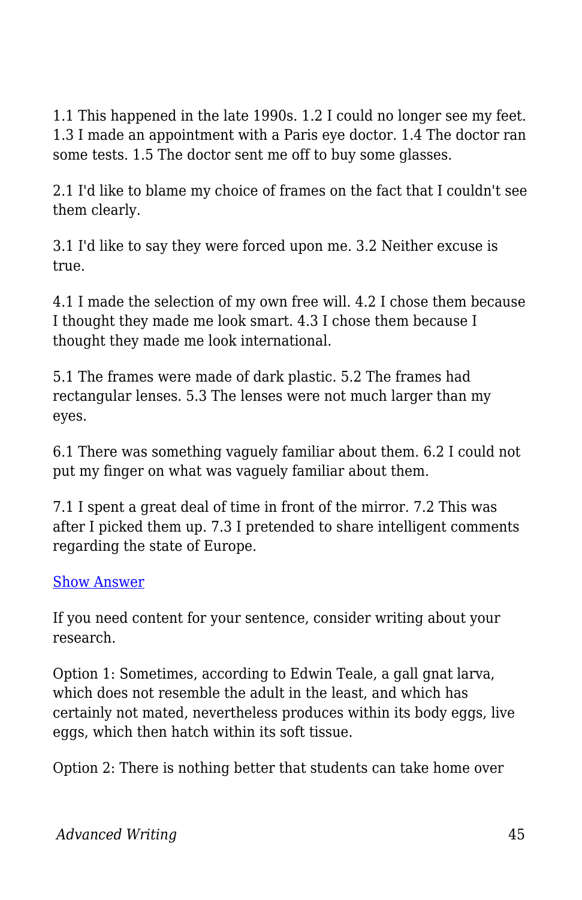1.1 This happened in the late 1990s. 1.2 I could no longer see my feet. 1.3 I made an appointment with a Paris eye doctor. 1.4 The doctor ran some tests. 1.5 The doctor sent me off to buy some glasses.

2.1 I'd like to blame my choice of frames on the fact that I couldn't see them clearly.

3.1 I'd like to say they were forced upon me. 3.2 Neither excuse is true.

4.1 I made the selection of my own free will. 4.2 I chose them because I thought they made me look smart. 4.3 I chose them because I thought they made me look international.

5.1 The frames were made of dark plastic. 5.2 The frames had rectangular lenses. 5.3 The lenses were not much larger than my eyes.

6.1 There was something vaguely familiar about them. 6.2 I could not put my finger on what was vaguely familiar about them.

7.1 I spent a great deal of time in front of the mirror. 7.2 This was after I picked them up. 7.3 I pretended to share intelligent comments regarding the state of Europe.

Show Answer

If you need content for your sentence, consider writing about your research.

Option 1: Sometimes, according to Edwin Teale, a gall gnat larva, which does not resemble the adult in the least, and which has certainly not mated, nevertheless produces within its body eggs, live eggs, which then hatch within its soft tissue.

Option 2: There is nothing better that students can take home over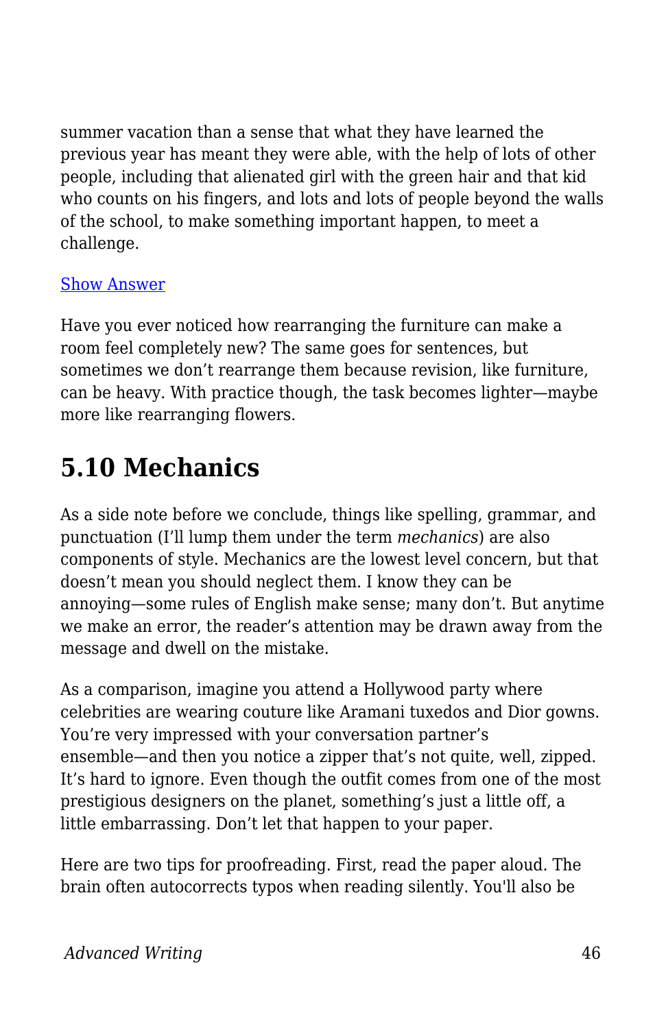summer vacation than a sense that what they have learned the previous year has meant they were able, with the help of lots of other people, including that alienated girl with the green hair and that kid who counts on his fingers, and lots and lots of people beyond the walls of the school, to make something important happen, to meet a challenge.

[Show Answer]

Have you ever noticed how rearranging the furniture can make a room feel completely new? The same goes for sentences, but sometimes we don't rearrange them because revision, like furniture, can be heavy. With practice though, the task becomes lighter—maybe more like rearranging flowers.

## 5.10 Mechanics

As a side note before we conclude, things like spelling, grammar, and punctuation (I'll lump them under the term *mechanics*) are also components of style. Mechanics are the lowest level concern, but that doesn't mean you should neglect them. I know they can be annoying—some rules of English make sense; many don't. But anytime we make an error, the reader's attention may be drawn away from the message and dwell on the mistake.

As a comparison, imagine you attend a Hollywood party where celebrities are wearing couture like Aramani tuxedos and Dior gowns. You're very impressed with your conversation partner's ensemble—and then you notice a zipper that's not quite, well, zipped. It's hard to ignore. Even though the outfit comes from one of the most prestigious designers on the planet, something's just a little off, a little embarrassing. Don't let that happen to your paper.

Here are two tips for proofreading. First, read the paper aloud. The brain often autocorrects typos when reading silently. You'll also be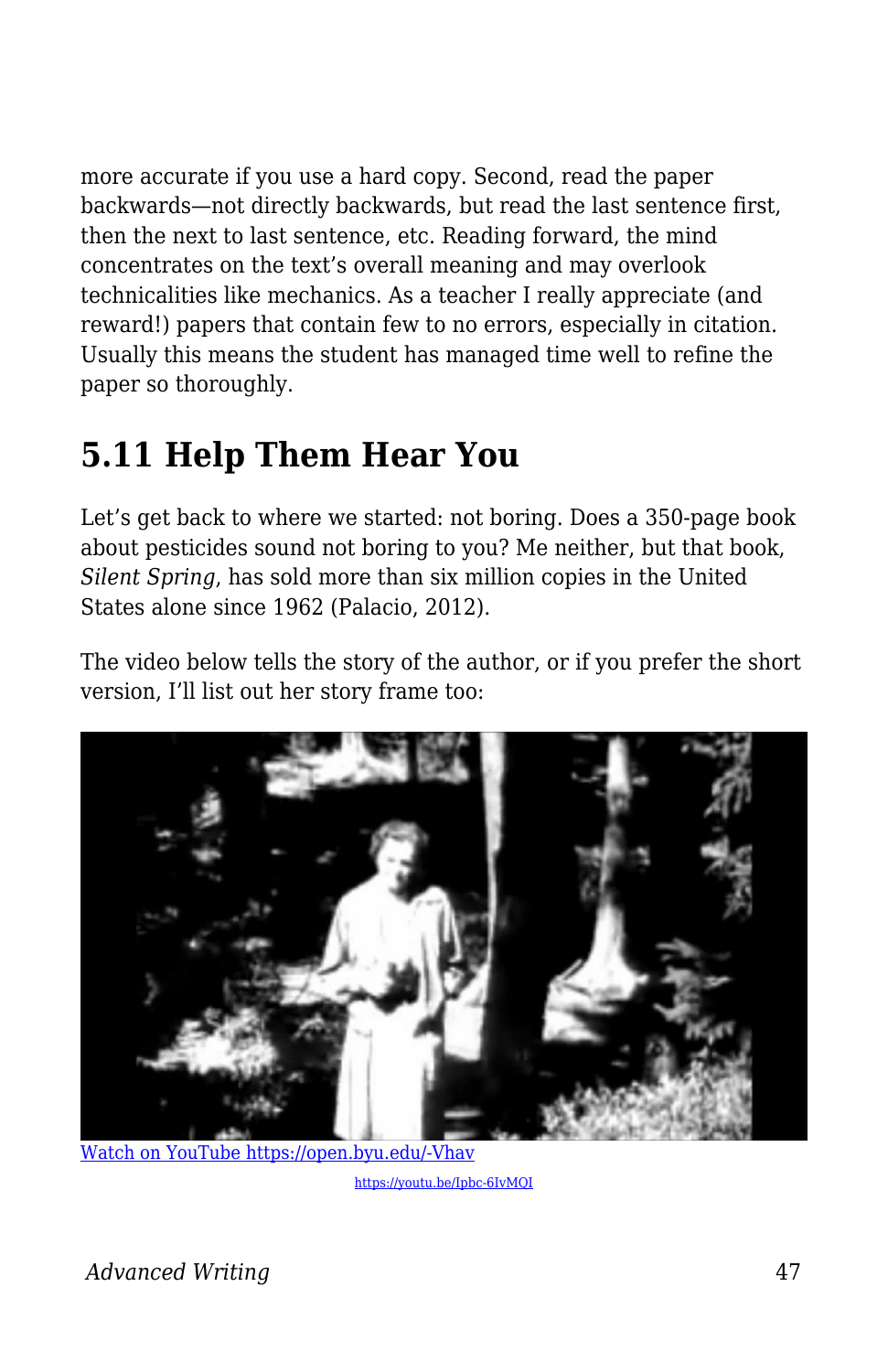more accurate if you use a hard copy. Second, read the paper backwards—not directly backwards, but read the last sentence first, then the next to last sentence, etc. Reading forward, the mind concentrates on the text's overall meaning and may overlook technicalities like mechanics. As a teacher I really appreciate (and reward!) papers that contain few to no errors, especially in citation. Usually this means the student has managed time well to refine the paper so thoroughly.

## 5.11 Help Them Hear You

Let's get back to where we started: not boring. Does a 350-page book about pesticides sound not boring to you? Me neither, but that book, *Silent Spring*, has sold more than six million copies in the United States alone since 1962 (Palacio, 2012).

The video below tells the story of the author, or if you prefer the short version, I'll list out her story frame too:

[Watch on YouTube https://open.byu.edu/-Vhav](https://open.byu.edu/-Vhav)

https://youtu.be/Ipbc-6IvMQI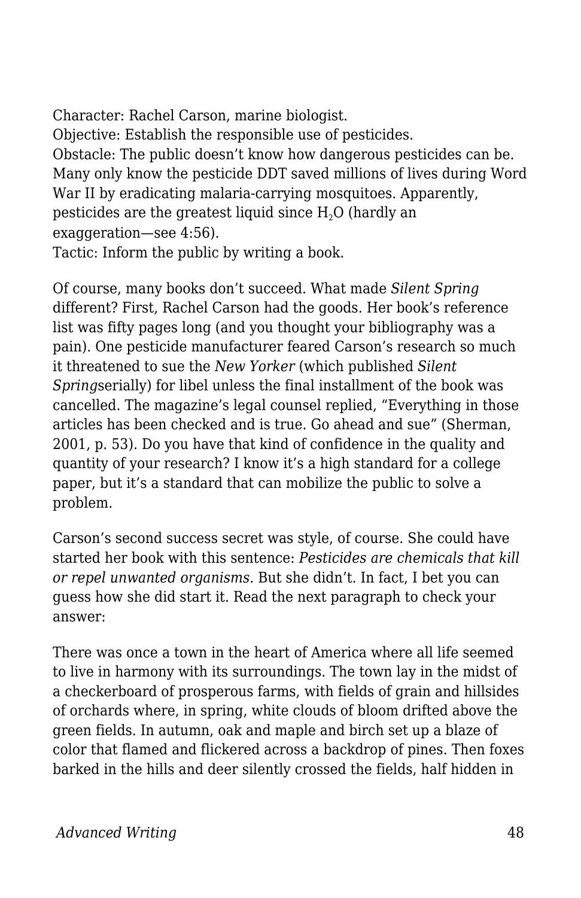Character: Rachel Carson, marine biologist.
Objective: Establish the responsible use of pesticides.
Obstacle: The public doesn't know how dangerous pesticides can be. Many only know the pesticide DDT saved millions of lives during Word War II by eradicating malaria-carrying mosquitoes. Apparently, pesticides are the greatest liquid since $H_2O$ (hardly an exaggeration—see 4:56).
Tactic: Inform the public by writing a book.

Of course, many books don't succeed. What made *Silent Spring* different? First, Rachel Carson had the goods. Her book's reference list was fifty pages long (and you thought your bibliography was a pain). One pesticide manufacturer feared Carson's research so much it threatened to sue the *New Yorker* (which published *Silent Spring*serially) for libel unless the final installment of the book was cancelled. The magazine's legal counsel replied, "Everything in those articles has been checked and is true. Go ahead and sue" (Sherman, 2001, p. 53). Do you have that kind of confidence in the quality and quantity of your research? I know it's a high standard for a college paper, but it's a standard that can mobilize the public to solve a problem.

Carson's second success secret was style, of course. She could have started her book with this sentence: *Pesticides are chemicals that kill or repel unwanted organisms*. But she didn't. In fact, I bet you can guess how she did start it. Read the next paragraph to check your answer:

There was once a town in the heart of America where all life seemed to live in harmony with its surroundings. The town lay in the midst of a checkerboard of prosperous farms, with fields of grain and hillsides of orchards where, in spring, white clouds of bloom drifted above the green fields. In autumn, oak and maple and birch set up a blaze of color that flamed and flickered across a backdrop of pines. Then foxes barked in the hills and deer silently crossed the fields, half hidden in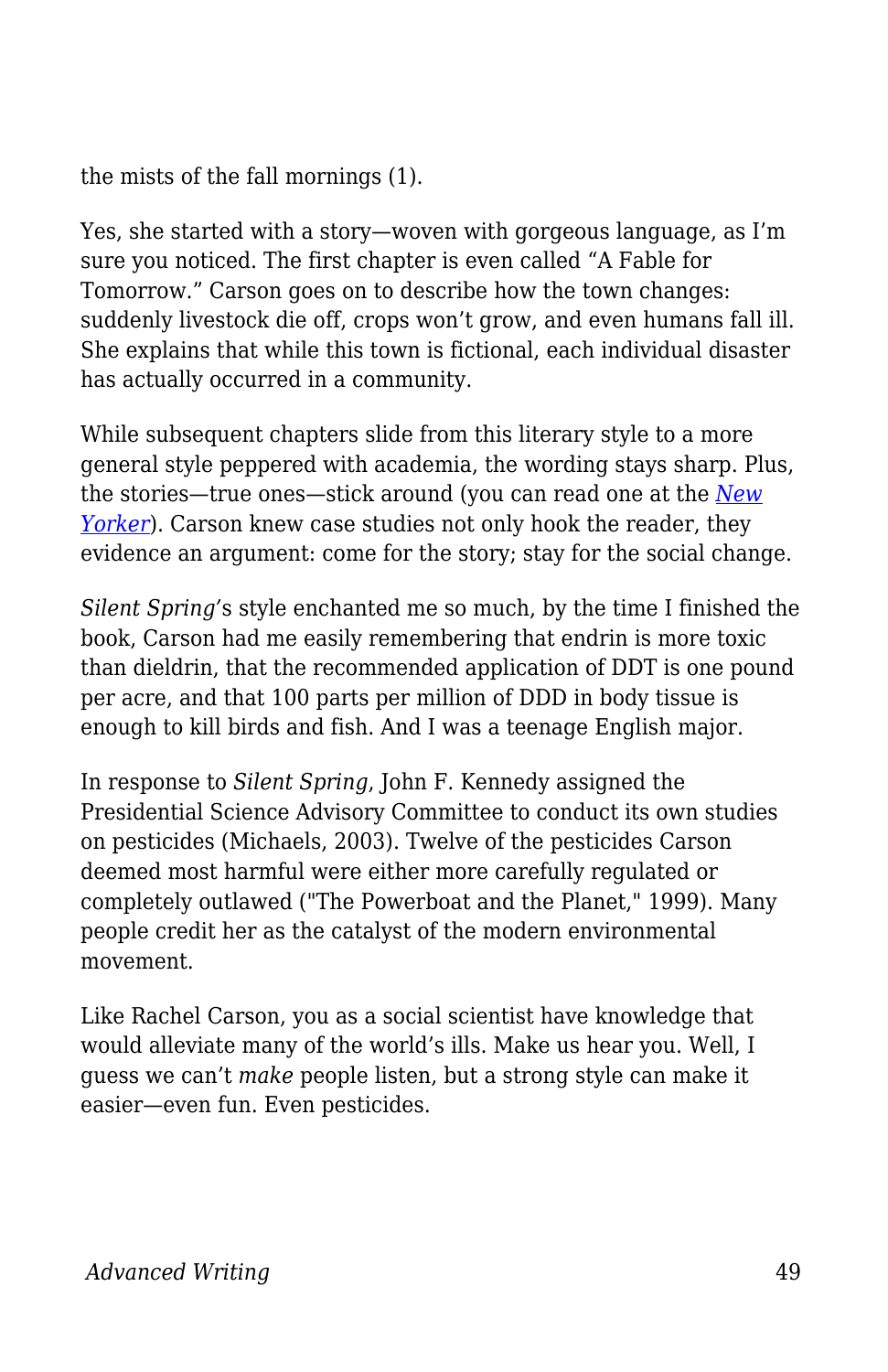the mists of the fall mornings (1).

Yes, she started with a story—woven with gorgeous language, as I'm sure you noticed. The first chapter is even called "A Fable for Tomorrow." Carson goes on to describe how the town changes: suddenly livestock die off, crops won't grow, and even humans fall ill. She explains that while this town is fictional, each individual disaster has actually occurred in a community.

While subsequent chapters slide from this literary style to a more general style peppered with academia, the wording stays sharp. Plus, the stories—true ones—stick around (you can read one at the *New Yorker*). Carson knew case studies not only hook the reader, they evidence an argument: come for the story; stay for the social change.

*Silent Spring*'s style enchanted me so much, by the time I finished the book, Carson had me easily remembering that endrin is more toxic than dieldrin, that the recommended application of DDT is one pound per acre, and that 100 parts per million of DDD in body tissue is enough to kill birds and fish. And I was a teenage English major.

In response to *Silent Spring*, John F. Kennedy assigned the Presidential Science Advisory Committee to conduct its own studies on pesticides (Michaels, 2003). Twelve of the pesticides Carson deemed most harmful were either more carefully regulated or completely outlawed ("The Powerboat and the Planet," 1999). Many people credit her as the catalyst of the modern environmental movement.

Like Rachel Carson, you as a social scientist have knowledge that would alleviate many of the world's ills. Make us hear you. Well, I guess we can't *make* people listen, but a strong style can make it easier—even fun. Even pesticides.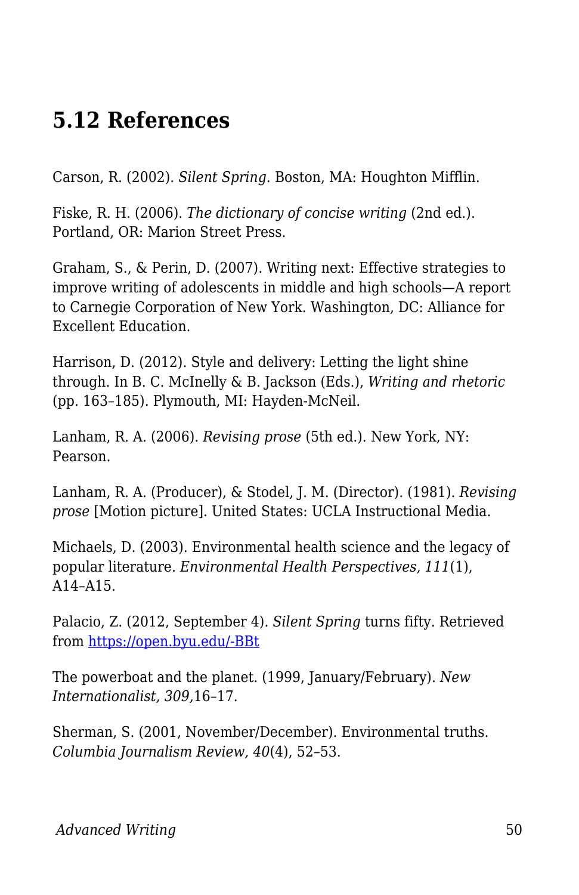## 5.12 References

Carson, R. (2002). *Silent Spring*. Boston, MA: Houghton Mifflin.

Fiske, R. H. (2006). *The dictionary of concise writing* (2nd ed.). Portland, OR: Marion Street Press.

Graham, S., & Perin, D. (2007). Writing next: Effective strategies to improve writing of adolescents in middle and high schools—A report to Carnegie Corporation of New York. Washington, DC: Alliance for Excellent Education.

Harrison, D. (2012). Style and delivery: Letting the light shine through. In B. C. McInelly & B. Jackson (Eds.), *Writing and rhetoric* (pp. 163–185). Plymouth, MI: Hayden-McNeil.

Lanham, R. A. (2006). *Revising prose* (5th ed.). New York, NY: Pearson.

Lanham, R. A. (Producer), & Stodel, J. M. (Director). (1981). *Revising prose* [Motion picture]. United States: UCLA Instructional Media.

Michaels, D. (2003). Environmental health science and the legacy of popular literature. *Environmental Health Perspectives, 111*(1), A14–A15.

Palacio, Z. (2012, September 4). *Silent Spring* turns fifty. Retrieved from [https://open.byu.edu/-BBt](https://open.byu.edu/-BBt)

The powerboat and the planet. (1999, January/February). *New Internationalist, 309,*16–17.

Sherman, S. (2001, November/December). Environmental truths. *Columbia Journalism Review, 40*(4), 52–53.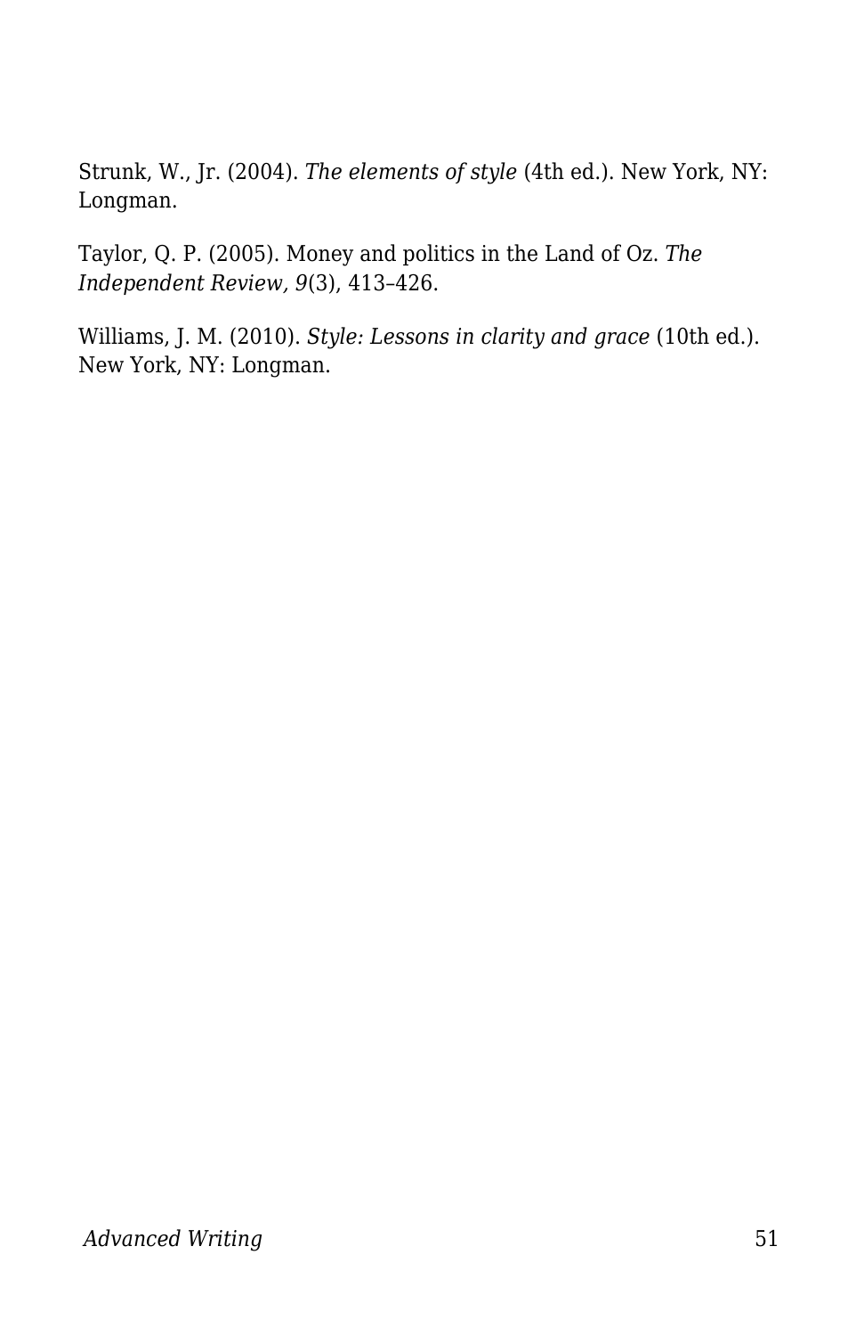Strunk, W., Jr. (2004). *The elements of style* (4th ed.). New York, NY: Longman.

Taylor, Q. P. (2005). Money and politics in the Land of Oz. *The Independent Review, 9*(3), 413–426.

Williams, J. M. (2010). *Style: Lessons in clarity and grace* (10th ed.). New York, NY: Longman.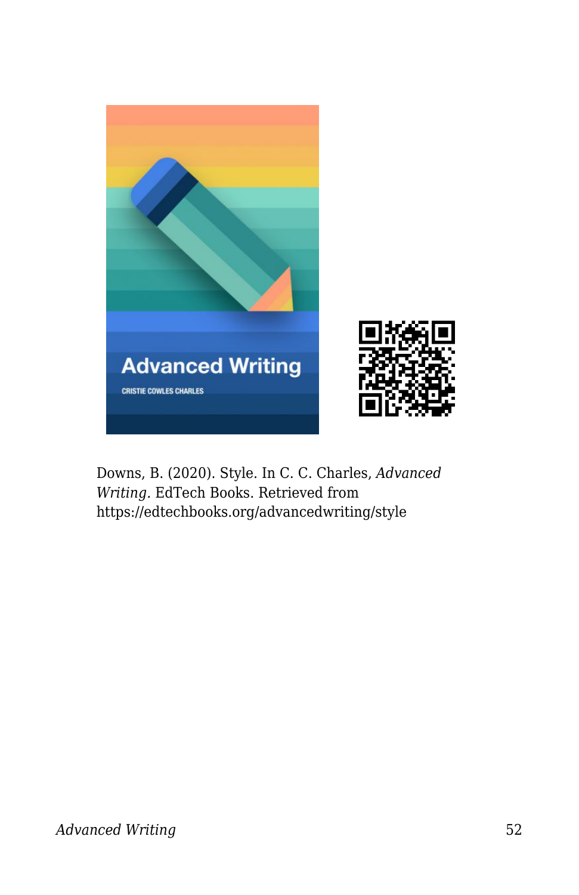Downs, B. (2020). Style. In C. C. Charles, *Advanced Writing*. EdTech Books. Retrieved from https://edtechbooks.org/advancedwriting/style